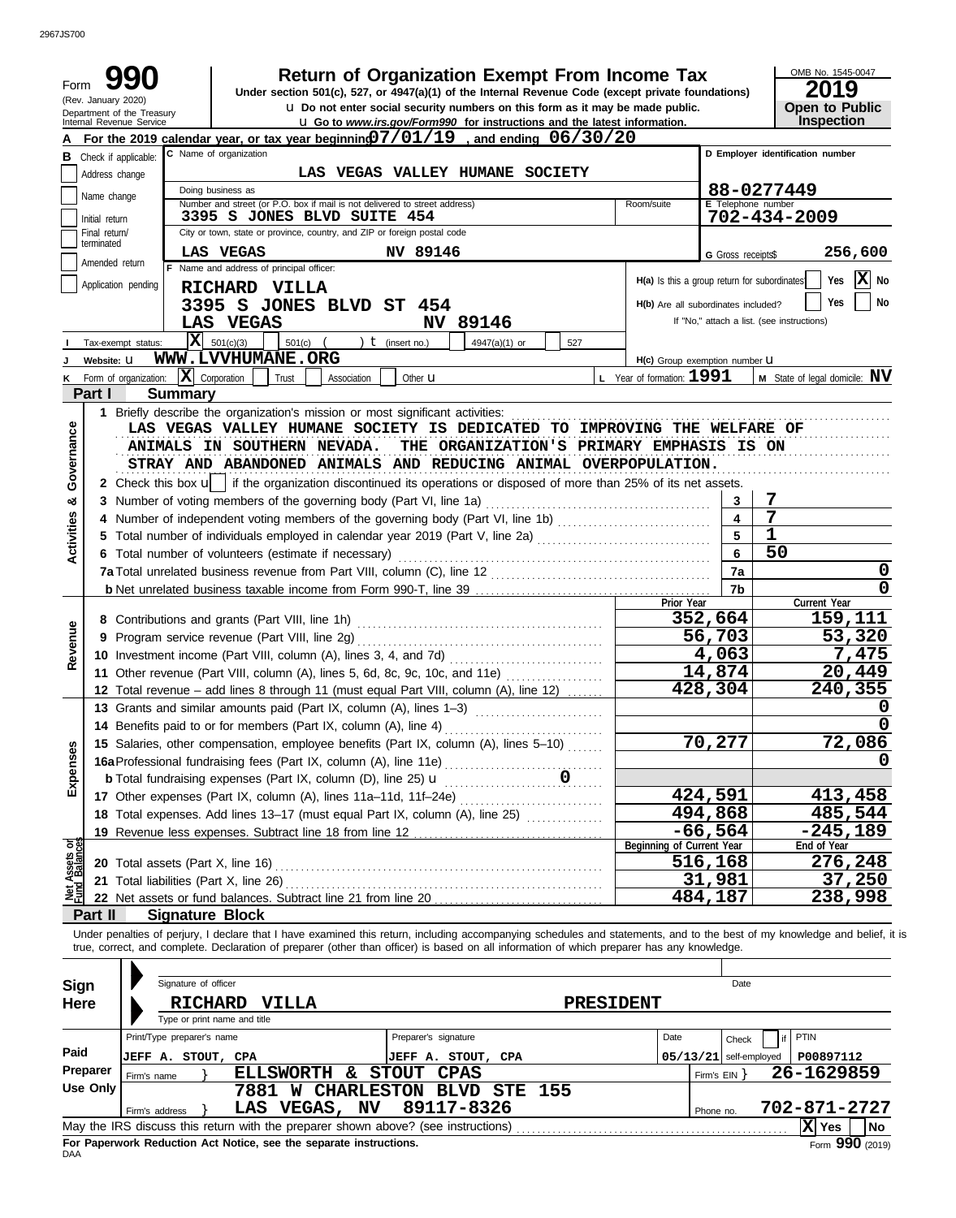2967JS700

# Form 990

**Return of Organization Exempt From Income Tax**

Under section 501(c), 527, or 4947(a)(1) of the Internal Revenue Code (except private foundations)

u Do not enter social security numbers on this form as it may be made public.

u Go to *www.irs.gov/Form990* for instructions and the latest information.

(Rev. January 2020) Department of the Treasury Internal Revenue Service

OMB No. 1545-0047

**2019**

**Open to Public Inspection**

**A** For the 2019 calendar year, or tax year beginning 07/01/19, and ending 06/30/20

**B** Check if applicable: Address change, Name change, Initial return, Final return/terminated, Amended return, Application pending

**C** Name of organization: LAS VEGAS VALLEY HUMANE SOCIETY

Doing business as

Number and street (or P.O. box if mail is not delivered to street address): 3395 S JONES BLVD SUITE 454 Room/suite

City or town, state or province, country, and ZIP or foreign postal code: LAS VEGAS NV 89146

**D** Employer identification number: 88-0277449

**E** Telephone number: 702-434-2009

**G** Gross receipts$ 256,600

**F** Name and address of principal officer: RICHARD VILLA, 3395 S JONES BLVD ST 454, LAS VEGAS NV 89146

H(a) Is this a group return for subordinates? Yes [ ] No [X]

H(b) Are all subordinates included? Yes [ ] No [ ]

If "No," attach a list. (see instructions)

**I** Tax-exempt status: [X] 501(c)(3) [ ] 501(c) ( ) t (insert no.) [ ] 4947(a)(1) or [ ] 527

**J** Website: u WWW.LVVHUMANE.ORG

H(c) Group exemption number u

**K** Form of organization: [X] Corporation [ ] Trust [ ] Association [ ] Other u

**L** Year of formation: 1991

**M** State of legal domicile: NV

## Part I Summary

**Activities & Governance**

1 Briefly describe the organization's mission or most significant activities: LAS VEGAS VALLEY HUMANE SOCIETY IS DEDICATED TO IMPROVING THE WELFARE OF ANIMALS IN SOUTHERN NEVADA. THE ORGANIZATION'S PRIMARY EMPHASIS IS ON STRAY AND ABANDONED ANIMALS AND REDUCING ANIMAL OVERPOPULATION.

2 Check this box u [ ] if the organization discontinued its operations or disposed of more than 25% of its net assets.

| | | |
|---|---|---|
| 3 Number of voting members of the governing body (Part VI, line 1a) | 3 | 7 |
| 4 Number of independent voting members of the governing body (Part VI, line 1b) | 4 | 7 |
| 5 Total number of individuals employed in calendar year 2019 (Part V, line 2a) | 5 | 1 |
| 6 Total number of volunteers (estimate if necessary) | 6 | 50 |
| 7a Total unrelated business revenue from Part VIII, column (C), line 12 | 7a | 0 |
| b Net unrelated business taxable income from Form 990-T, line 39 | 7b | 0 |

| | Prior Year | Current Year |
|---|---|---|
| **Revenue** | | |
| 8 Contributions and grants (Part VIII, line 1h) | 352,664 | 159,111 |
| 9 Program service revenue (Part VIII, line 2g) | 56,703 | 53,320 |
| 10 Investment income (Part VIII, column (A), lines 3, 4, and 7d) | 4,063 | 7,475 |
| 11 Other revenue (Part VIII, column (A), lines 5, 6d, 8c, 9c, 10c, and 11e) | 14,874 | 20,449 |
| 12 Total revenue – add lines 8 through 11 (must equal Part VIII, column (A), line 12) | 428,304 | 240,355 |
| **Expenses** | | |
| 13 Grants and similar amounts paid (Part IX, column (A), lines 1–3) | | 0 |
| 14 Benefits paid to or for members (Part IX, column (A), line 4) | | 0 |
| 15 Salaries, other compensation, employee benefits (Part IX, column (A), lines 5–10) | 70,277 | 72,086 |
| 16a Professional fundraising fees (Part IX, column (A), line 11e) | | 0 |
| b Total fundraising expenses (Part IX, column (D), line 25) u 0 | | |
| 17 Other expenses (Part IX, column (A), lines 11a–11d, 11f–24e) | 424,591 | 413,458 |
| 18 Total expenses. Add lines 13–17 (must equal Part IX, column (A), line 25) | 494,868 | 485,544 |
| 19 Revenue less expenses. Subtract line 18 from line 12 | -66,564 | -245,189 |
| **Net Assets or Fund Balances** | **Beginning of Current Year** | **End of Year** |
| 20 Total assets (Part X, line 16) | 516,168 | 276,248 |
| 21 Total liabilities (Part X, line 26) | 31,981 | 37,250 |
| 22 Net assets or fund balances. Subtract line 21 from line 20 | 484,187 | 238,998 |

## Part II Signature Block

Under penalties of perjury, I declare that I have examined this return, including accompanying schedules and statements, and to the best of my knowledge and belief, it is true, correct, and complete. Declaration of preparer (other than officer) is based on all information of which preparer has any knowledge.

**Sign Here**

Signature of officer — Date

RICHARD VILLA — PRESIDENT

Type or print name and title

**Paid Preparer Use Only**

| Print/Type preparer's name | Preparer's signature | Date | Check [ ] if self-employed | PTIN |
|---|---|---|---|---|
| JEFF A. STOUT, CPA | JEFF A. STOUT, CPA | 05/13/21 | | P00897112 |

Firm's name } ELLSWORTH & STOUT CPAS — Firm's EIN } 26-1629859

Firm's address } 7881 W CHARLESTON BLVD STE 155, LAS VEGAS, NV 89117-8326 — Phone no. 702-871-2727

May the IRS discuss this return with the preparer shown above? (see instructions) [X] Yes [ ] No

**For Paperwork Reduction Act Notice, see the separate instructions.**

DAA — Form **990** (2019)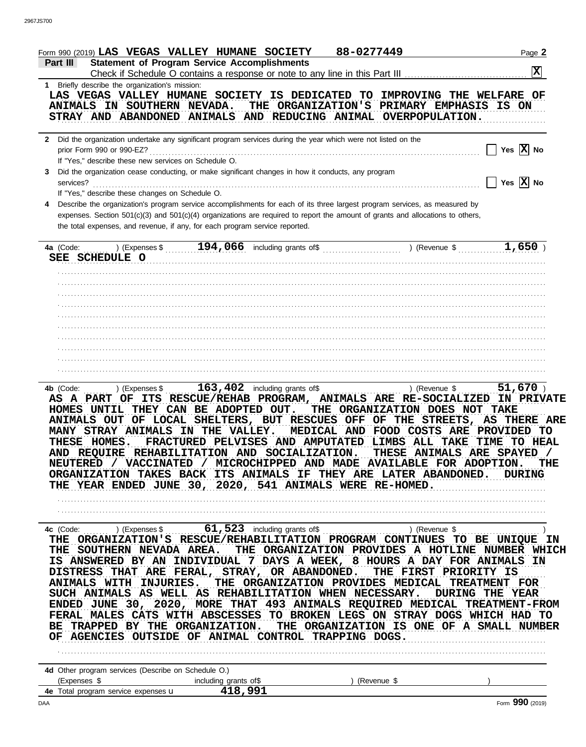Form 990 (2019) LAS VEGAS VALLEY HUMANE SOCIETY 88-0277449 Page **2**

**Part III Statement of Program Service Accomplishments**

Check if Schedule O contains a response or note to any line in this Part III [X]

**1** Briefly describe the organization's mission:

LAS VEGAS VALLEY HUMANE SOCIETY IS DEDICATED TO IMPROVING THE WELFARE OF ANIMALS IN SOUTHERN NEVADA. THE ORGANIZATION'S PRIMARY EMPHASIS IS ON STRAY AND ABANDONED ANIMALS AND REDUCING ANIMAL OVERPOPULATION.

**2** Did the organization undertake any significant program services during the year which were not listed on the prior Form 990 or 990-EZ? [ ] Yes [X] No

If "Yes," describe these new services on Schedule O.

**3** Did the organization cease conducting, or make significant changes in how it conducts, any program services? [ ] Yes [X] No

If "Yes," describe these changes on Schedule O.

**4** Describe the organization's program service accomplishments for each of its three largest program services, as measured by expenses. Section 501(c)(3) and 501(c)(4) organizations are required to report the amount of grants and allocations to others, the total expenses, and revenue, if any, for each program service reported.

**4a** (Code: ) (Expenses $ 194,066 including grants of$ ) (Revenue $ 1,650 )

SEE SCHEDULE O

**4b** (Code: ) (Expenses $ 163,402 including grants of$ ) (Revenue $ 51,670 )

AS A PART OF ITS RESCUE/REHAB PROGRAM, ANIMALS ARE RE-SOCIALIZED IN PRIVATE HOMES UNTIL THEY CAN BE ADOPTED OUT. THE ORGANIZATION DOES NOT TAKE ANIMALS OUT OF LOCAL SHELTERS, BUT RESCUES OFF OF THE STREETS, AS THERE ARE MANY STRAY ANIMALS IN THE VALLEY. MEDICAL AND FOOD COSTS ARE PROVIDED TO THESE HOMES. FRACTURED PELVISES AND AMPUTATED LIMBS ALL TAKE TIME TO HEAL AND REQUIRE REHABILITATION AND SOCIALIZATION. THESE ANIMALS ARE SPAYED / NEUTERED / VACCINATED / MICROCHIPPED AND MADE AVAILABLE FOR ADOPTION. THE ORGANIZATION TAKES BACK ITS ANIMALS IF THEY ARE LATER ABANDONED. DURING THE YEAR ENDED JUNE 30, 2020, 541 ANIMALS WERE RE-HOMED.

**4c** (Code: ) (Expenses $ 61,523 including grants of$ ) (Revenue $ )

THE ORGANIZATION'S RESCUE/REHABILITATION PROGRAM CONTINUES TO BE UNIQUE IN THE SOUTHERN NEVADA AREA. THE ORGANIZATION PROVIDES A HOTLINE NUMBER WHICH IS ANSWERED BY AN INDIVIDUAL 7 DAYS A WEEK, 8 HOURS A DAY FOR ANIMALS IN DISTRESS THAT ARE FERAL, STRAY, OR ABANDONED. THE FIRST PRIORITY IS ANIMALS WITH INJURIES. THE ORGANIZATION PROVIDES MEDICAL TREATMENT FOR SUCH ANIMALS AS WELL AS REHABILITATION WHEN NECESSARY. DURING THE YEAR ENDED JUNE 30, 2020, MORE THAT 493 ANIMALS REQUIRED MEDICAL TREATMENT-FROM FERAL MALES CATS WITH ABSCESSES TO BROKEN LEGS ON STRAY DOGS WHICH HAD TO BE TRAPPED BY THE ORGANIZATION. THE ORGANIZATION IS ONE OF A SMALL NUMBER OF AGENCIES OUTSIDE OF ANIMAL CONTROL TRAPPING DOGS.

**4d** Other program services (Describe on Schedule O.)

(Expenses $ including grants of$ ) (Revenue $ )

**4e** Total program service expenses ▶ 418,991

Form **990** (2019)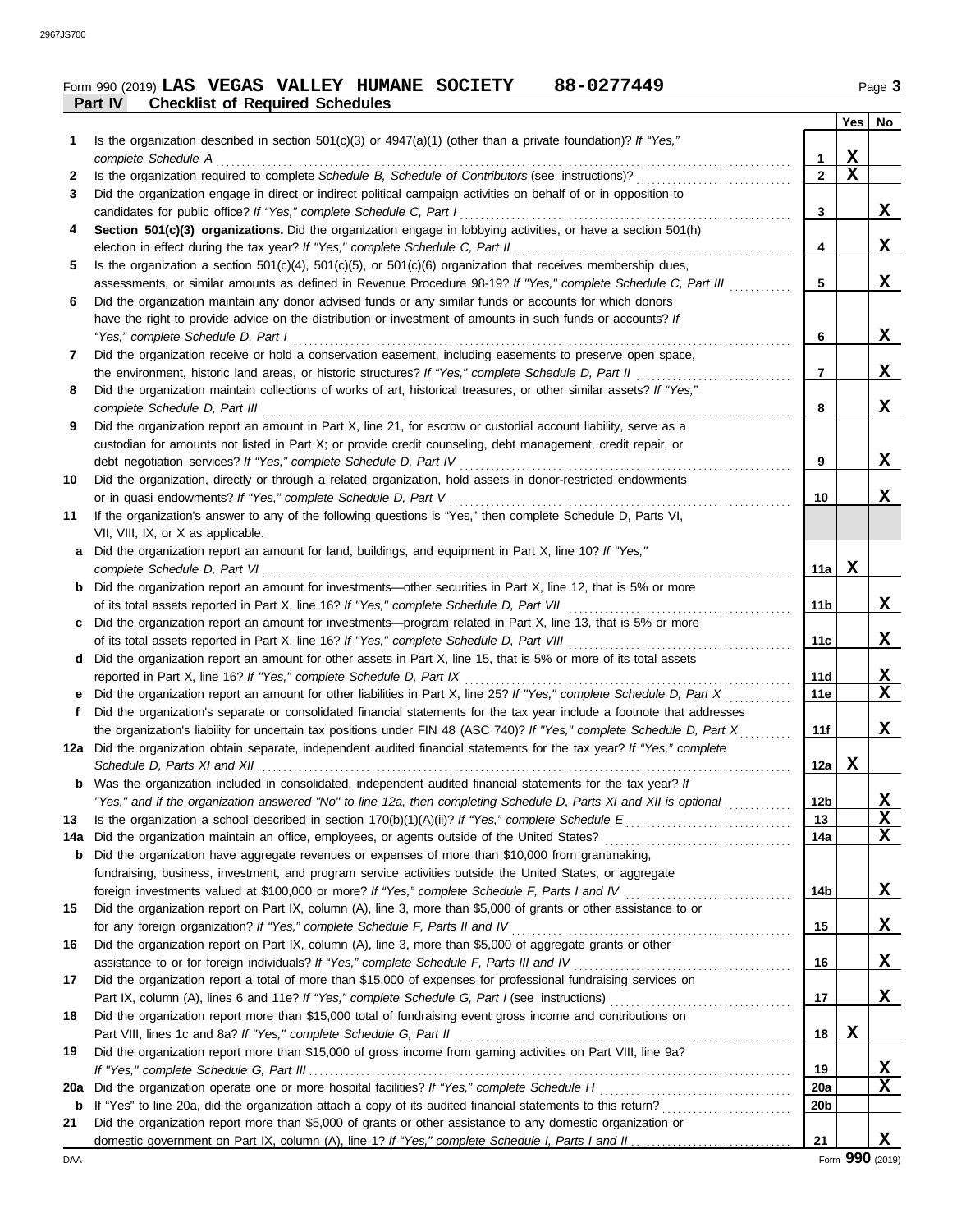Form 990 (2019) **LAS VEGAS VALLEY HUMANE SOCIETY 88-0277449**

## Part IV Checklist of Required Schedules

| | | | Yes | No |
|---|---|---|---|---|
| 1 | Is the organization described in section 501(c)(3) or 4947(a)(1) (other than a private foundation)? *If "Yes," complete Schedule A* | 1 | X | |
| 2 | Is the organization required to complete *Schedule B, Schedule of Contributors* (see instructions)? | 2 | X | |
| 3 | Did the organization engage in direct or indirect political campaign activities on behalf of or in opposition to candidates for public office? *If "Yes," complete Schedule C, Part I* | 3 | | X |
| 4 | **Section 501(c)(3) organizations.** Did the organization engage in lobbying activities, or have a section 501(h) election in effect during the tax year? *If "Yes," complete Schedule C, Part II* | 4 | | X |
| 5 | Is the organization a section 501(c)(4), 501(c)(5), or 501(c)(6) organization that receives membership dues, assessments, or similar amounts as defined in Revenue Procedure 98-19? *If "Yes," complete Schedule C, Part III* | 5 | | X |
| 6 | Did the organization maintain any donor advised funds or any similar funds or accounts for which donors have the right to provide advice on the distribution or investment of amounts in such funds or accounts? *If "Yes," complete Schedule D, Part I* | 6 | | X |
| 7 | Did the organization receive or hold a conservation easement, including easements to preserve open space, the environment, historic land areas, or historic structures? *If "Yes," complete Schedule D, Part II* | 7 | | X |
| 8 | Did the organization maintain collections of works of art, historical treasures, or other similar assets? *If "Yes," complete Schedule D, Part III* | 8 | | X |
| 9 | Did the organization report an amount in Part X, line 21, for escrow or custodial account liability, serve as a custodian for amounts not listed in Part X; or provide credit counseling, debt management, credit repair, or debt negotiation services? *If "Yes," complete Schedule D, Part IV* | 9 | | X |
| 10 | Did the organization, directly or through a related organization, hold assets in donor-restricted endowments or in quasi endowments? *If "Yes," complete Schedule D, Part V* | 10 | | X |
| 11 | If the organization's answer to any of the following questions is "Yes," then complete Schedule D, Parts VI, VII, VIII, IX, or X as applicable. | | | |
| a | Did the organization report an amount for land, buildings, and equipment in Part X, line 10? *If "Yes," complete Schedule D, Part VI* | 11a | X | |
| b | Did the organization report an amount for investments—other securities in Part X, line 12, that is 5% or more of its total assets reported in Part X, line 16? *If "Yes," complete Schedule D, Part VII* | 11b | | X |
| c | Did the organization report an amount for investments—program related in Part X, line 13, that is 5% or more of its total assets reported in Part X, line 16? *If "Yes," complete Schedule D, Part VIII* | 11c | | X |
| d | Did the organization report an amount for other assets in Part X, line 15, that is 5% or more of its total assets reported in Part X, line 16? *If "Yes," complete Schedule D, Part IX* | 11d | | X |
| e | Did the organization report an amount for other liabilities in Part X, line 25? *If "Yes," complete Schedule D, Part X* | 11e | | X |
| f | Did the organization's separate or consolidated financial statements for the tax year include a footnote that addresses the organization's liability for uncertain tax positions under FIN 48 (ASC 740)? *If "Yes," complete Schedule D, Part X* | 11f | | X |
| 12a | Did the organization obtain separate, independent audited financial statements for the tax year? *If "Yes," complete Schedule D, Parts XI and XII* | 12a | X | |
| b | Was the organization included in consolidated, independent audited financial statements for the tax year? *If "Yes," and if the organization answered "No" to line 12a, then completing Schedule D, Parts XI and XII is optional* | 12b | | X |
| 13 | Is the organization a school described in section 170(b)(1)(A)(ii)? *If "Yes," complete Schedule E* | 13 | | X |
| 14a | Did the organization maintain an office, employees, or agents outside of the United States? | 14a | | X |
| b | Did the organization have aggregate revenues or expenses of more than $10,000 from grantmaking, fundraising, business, investment, and program service activities outside the United States, or aggregate foreign investments valued at $100,000 or more? *If "Yes," complete Schedule F, Parts I and IV* | 14b | | X |
| 15 | Did the organization report on Part IX, column (A), line 3, more than $5,000 of grants or other assistance to or for any foreign organization? *If "Yes," complete Schedule F, Parts II and IV* | 15 | | X |
| 16 | Did the organization report on Part IX, column (A), line 3, more than $5,000 of aggregate grants or other assistance to or for foreign individuals? *If "Yes," complete Schedule F, Parts III and IV* | 16 | | X |
| 17 | Did the organization report a total of more than $15,000 of expenses for professional fundraising services on Part IX, column (A), lines 6 and 11e? *If "Yes," complete Schedule G, Part I* (see instructions) | 17 | | X |
| 18 | Did the organization report more than $15,000 total of fundraising event gross income and contributions on Part VIII, lines 1c and 8a? *If "Yes," complete Schedule G, Part II* | 18 | X | |
| 19 | Did the organization report more than $15,000 of gross income from gaming activities on Part VIII, line 9a? *If "Yes," complete Schedule G, Part III* | 19 | | X |
| 20a | Did the organization operate one or more hospital facilities? *If "Yes," complete Schedule H* | 20a | | X |
| b | If "Yes" to line 20a, did the organization attach a copy of its audited financial statements to this return? | 20b | | |
| 21 | Did the organization report more than $5,000 of grants or other assistance to any domestic organization or domestic government on Part IX, column (A), line 1? *If "Yes," complete Schedule I, Parts I and II* | 21 | | X |

Form **990** (2019)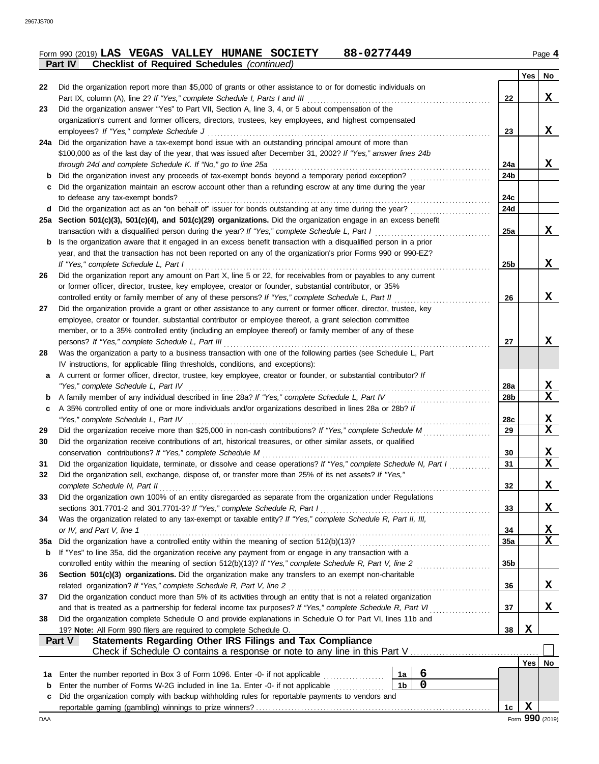Form 990 (2019) **LAS VEGAS VALLEY HUMANE SOCIETY 88-0277449** Page 4

**Part IV Checklist of Required Schedules** *(continued)*

| | | | Yes | No |
|---|---|---|---|---|
| 22 | Did the organization report more than $5,000 of grants or other assistance to or for domestic individuals on Part IX, column (A), line 2? *If "Yes," complete Schedule I, Parts I and III* | 22 | | X |
| 23 | Did the organization answer "Yes" to Part VII, Section A, line 3, 4, or 5 about compensation of the organization's current and former officers, directors, trustees, key employees, and highest compensated employees? *If "Yes," complete Schedule J* | 23 | | X |
| 24a | Did the organization have a tax-exempt bond issue with an outstanding principal amount of more than $100,000 as of the last day of the year, that was issued after December 31, 2002? *If "Yes," answer lines 24b through 24d and complete Schedule K. If "No," go to line 25a* | 24a | | X |
| b | Did the organization invest any proceeds of tax-exempt bonds beyond a temporary period exception? | 24b | | |
| c | Did the organization maintain an escrow account other than a refunding escrow at any time during the year to defease any tax-exempt bonds? | 24c | | |
| d | Did the organization act as an "on behalf of" issuer for bonds outstanding at any time during the year? | 24d | | |
| 25a | **Section 501(c)(3), 501(c)(4), and 501(c)(29) organizations.** Did the organization engage in an excess benefit transaction with a disqualified person during the year? *If "Yes," complete Schedule L, Part I* | 25a | | X |
| b | Is the organization aware that it engaged in an excess benefit transaction with a disqualified person in a prior year, and that the transaction has not been reported on any of the organization's prior Forms 990 or 990-EZ? *If "Yes," complete Schedule L, Part I* | 25b | | X |
| 26 | Did the organization report any amount on Part X, line 5 or 22, for receivables from or payables to any current or former officer, director, trustee, key employee, creator or founder, substantial contributor, or 35% controlled entity or family member of any of these persons? *If "Yes," complete Schedule L, Part II* | 26 | | X |
| 27 | Did the organization provide a grant or other assistance to any current or former officer, director, trustee, key employee, creator or founder, substantial contributor or employee thereof, a grant selection committee member, or to a 35% controlled entity (including an employee thereof) or family member of any of these persons? *If "Yes," complete Schedule L, Part III* | 27 | | X |
| 28 | Was the organization a party to a business transaction with one of the following parties (see Schedule L, Part IV instructions, for applicable filing thresholds, conditions, and exceptions): | | | |
| a | A current or former officer, director, trustee, key employee, creator or founder, or substantial contributor? *If "Yes," complete Schedule L, Part IV* | 28a | | X |
| b | A family member of any individual described in line 28a? *If "Yes," complete Schedule L, Part IV* | 28b | | X |
| c | A 35% controlled entity of one or more individuals and/or organizations described in lines 28a or 28b? *If "Yes," complete Schedule L, Part IV* | 28c | | X |
| 29 | Did the organization receive more than $25,000 in non-cash contributions? *If "Yes," complete Schedule M* | 29 | | X |
| 30 | Did the organization receive contributions of art, historical treasures, or other similar assets, or qualified conservation contributions? *If "Yes," complete Schedule M* | 30 | | X |
| 31 | Did the organization liquidate, terminate, or dissolve and cease operations? *If "Yes," complete Schedule N, Part I* | 31 | | X |
| 32 | Did the organization sell, exchange, dispose of, or transfer more than 25% of its net assets? *If "Yes," complete Schedule N, Part II* | 32 | | X |
| 33 | Did the organization own 100% of an entity disregarded as separate from the organization under Regulations sections 301.7701-2 and 301.7701-3? *If "Yes," complete Schedule R, Part I* | 33 | | X |
| 34 | Was the organization related to any tax-exempt or taxable entity? *If "Yes," complete Schedule R, Part II, III, or IV, and Part V, line 1* | 34 | | X |
| 35a | Did the organization have a controlled entity within the meaning of section 512(b)(13)? | 35a | | X |
| b | If "Yes" to line 35a, did the organization receive any payment from or engage in any transaction with a controlled entity within the meaning of section 512(b)(13)? *If "Yes," complete Schedule R, Part V, line 2* | 35b | | |
| 36 | **Section 501(c)(3) organizations.** Did the organization make any transfers to an exempt non-charitable related organization? *If "Yes," complete Schedule R, Part V, line 2* | 36 | | X |
| 37 | Did the organization conduct more than 5% of its activities through an entity that is not a related organization and that is treated as a partnership for federal income tax purposes? *If "Yes," complete Schedule R, Part VI* | 37 | | X |
| 38 | Did the organization complete Schedule O and provide explanations in Schedule O for Part VI, lines 11b and 19? **Note:** All Form 990 filers are required to complete Schedule O. | 38 | X | |

**Part V Statements Regarding Other IRS Filings and Tax Compliance**

Check if Schedule O contains a response or note to any line in this Part V ☐

| | | | | | Yes | No |
|---|---|---|---|---|---|---|
| 1a | Enter the number reported in Box 3 of Form 1096. Enter -0- if not applicable | 1a | 6 | | | |
| b | Enter the number of Forms W-2G included in line 1a. Enter -0- if not applicable | 1b | 0 | | | |
| c | Did the organization comply with backup withholding rules for reportable payments to vendors and reportable gaming (gambling) winnings to prize winners? | | | 1c | X | |

Form **990** (2019)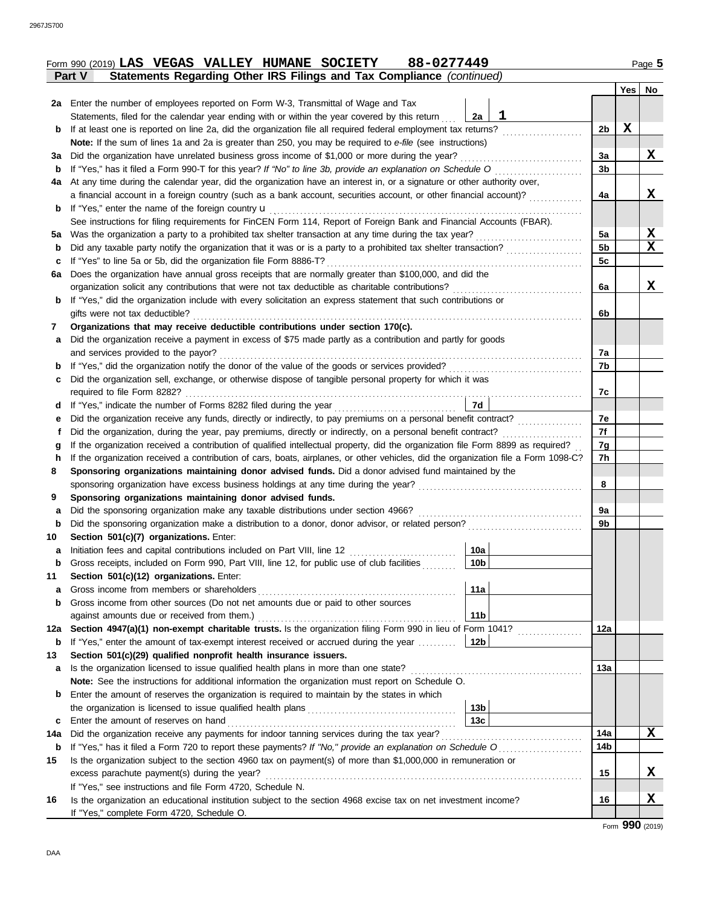Form 990 (2019) **LAS VEGAS VALLEY HUMANE SOCIETY 88-0277449**

**Part V Statements Regarding Other IRS Filings and Tax Compliance** *(continued)*

| | | | | | Yes | No |
|---|---|---|---|---|---|---|
| **2a** | Enter the number of employees reported on Form W-3, Transmittal of Wage and Tax Statements, filed for the calendar year ending with or within the year covered by this return | 2a | 1 | | | |
| **b** | If at least one is reported on line 2a, did the organization file all required federal employment tax returns? | | | 2b | X | |
| | **Note:** If the sum of lines 1a and 2a is greater than 250, you may be required to *e-file* (see instructions) | | | | | |
| **3a** | Did the organization have unrelated business gross income of $1,000 or more during the year? | | | 3a | | X |
| **b** | If "Yes," has it filed a Form 990-T for this year? *If "No" to line 3b, provide an explanation on Schedule O* | | | 3b | | |
| **4a** | At any time during the calendar year, did the organization have an interest in, or a signature or other authority over, a financial account in a foreign country (such as a bank account, securities account, or other financial account)? | | | 4a | | X |
| **b** | If "Yes," enter the name of the foreign country u | | | | | |
| | See instructions for filing requirements for FinCEN Form 114, Report of Foreign Bank and Financial Accounts (FBAR). | | | | | |
| **5a** | Was the organization a party to a prohibited tax shelter transaction at any time during the tax year? | | | 5a | | X |
| **b** | Did any taxable party notify the organization that it was or is a party to a prohibited tax shelter transaction? | | | 5b | | X |
| **c** | If "Yes" to line 5a or 5b, did the organization file Form 8886-T? | | | 5c | | |
| **6a** | Does the organization have annual gross receipts that are normally greater than $100,000, and did the organization solicit any contributions that were not tax deductible as charitable contributions? | | | 6a | | X |
| **b** | If "Yes," did the organization include with every solicitation an express statement that such contributions or gifts were not tax deductible? | | | 6b | | |
| **7** | **Organizations that may receive deductible contributions under section 170(c).** | | | | | |
| **a** | Did the organization receive a payment in excess of $75 made partly as a contribution and partly for goods and services provided to the payor? | | | 7a | | |
| **b** | If "Yes," did the organization notify the donor of the value of the goods or services provided? | | | 7b | | |
| **c** | Did the organization sell, exchange, or otherwise dispose of tangible personal property for which it was required to file Form 8282? | | | 7c | | |
| **d** | If "Yes," indicate the number of Forms 8282 filed during the year | 7d | | | | |
| **e** | Did the organization receive any funds, directly or indirectly, to pay premiums on a personal benefit contract? | | | 7e | | |
| **f** | Did the organization, during the year, pay premiums, directly or indirectly, on a personal benefit contract? | | | 7f | | |
| **g** | If the organization received a contribution of qualified intellectual property, did the organization file Form 8899 as required? | | | 7g | | |
| **h** | If the organization received a contribution of cars, boats, airplanes, or other vehicles, did the organization file a Form 1098-C? | | | 7h | | |
| **8** | **Sponsoring organizations maintaining donor advised funds.** Did a donor advised fund maintained by the sponsoring organization have excess business holdings at any time during the year? | | | 8 | | |
| **9** | **Sponsoring organizations maintaining donor advised funds.** | | | | | |
| **a** | Did the sponsoring organization make any taxable distributions under section 4966? | | | 9a | | |
| **b** | Did the sponsoring organization make a distribution to a donor, donor advisor, or related person? | | | 9b | | |
| **10** | **Section 501(c)(7) organizations.** Enter: | | | | | |
| **a** | Initiation fees and capital contributions included on Part VIII, line 12 | 10a | | | | |
| **b** | Gross receipts, included on Form 990, Part VIII, line 12, for public use of club facilities | 10b | | | | |
| **11** | **Section 501(c)(12) organizations.** Enter: | | | | | |
| **a** | Gross income from members or shareholders | 11a | | | | |
| **b** | Gross income from other sources (Do not net amounts due or paid to other sources against amounts due or received from them.) | 11b | | | | |
| **12a** | **Section 4947(a)(1) non-exempt charitable trusts.** Is the organization filing Form 990 in lieu of Form 1041? | | | 12a | | |
| **b** | If "Yes," enter the amount of tax-exempt interest received or accrued during the year | 12b | | | | |
| **13** | **Section 501(c)(29) qualified nonprofit health insurance issuers.** | | | | | |
| **a** | Is the organization licensed to issue qualified health plans in more than one state? | | | 13a | | |
| | **Note:** See the instructions for additional information the organization must report on Schedule O. | | | | | |
| **b** | Enter the amount of reserves the organization is required to maintain by the states in which the organization is licensed to issue qualified health plans | 13b | | | | |
| **c** | Enter the amount of reserves on hand | 13c | | | | |
| **14a** | Did the organization receive any payments for indoor tanning services during the tax year? | | | 14a | | X |
| **b** | If "Yes," has it filed a Form 720 to report these payments? *If "No," provide an explanation on Schedule O* | | | 14b | | |
| **15** | Is the organization subject to the section 4960 tax on payment(s) of more than $1,000,000 in remuneration or excess parachute payment(s) during the year? | | | 15 | | X |
| | If "Yes," see instructions and file Form 4720, Schedule N. | | | | | |
| **16** | Is the organization an educational institution subject to the section 4968 excise tax on net investment income? | | | 16 | | X |
| | If "Yes," complete Form 4720, Schedule O. | | | | | |

Form **990** (2019)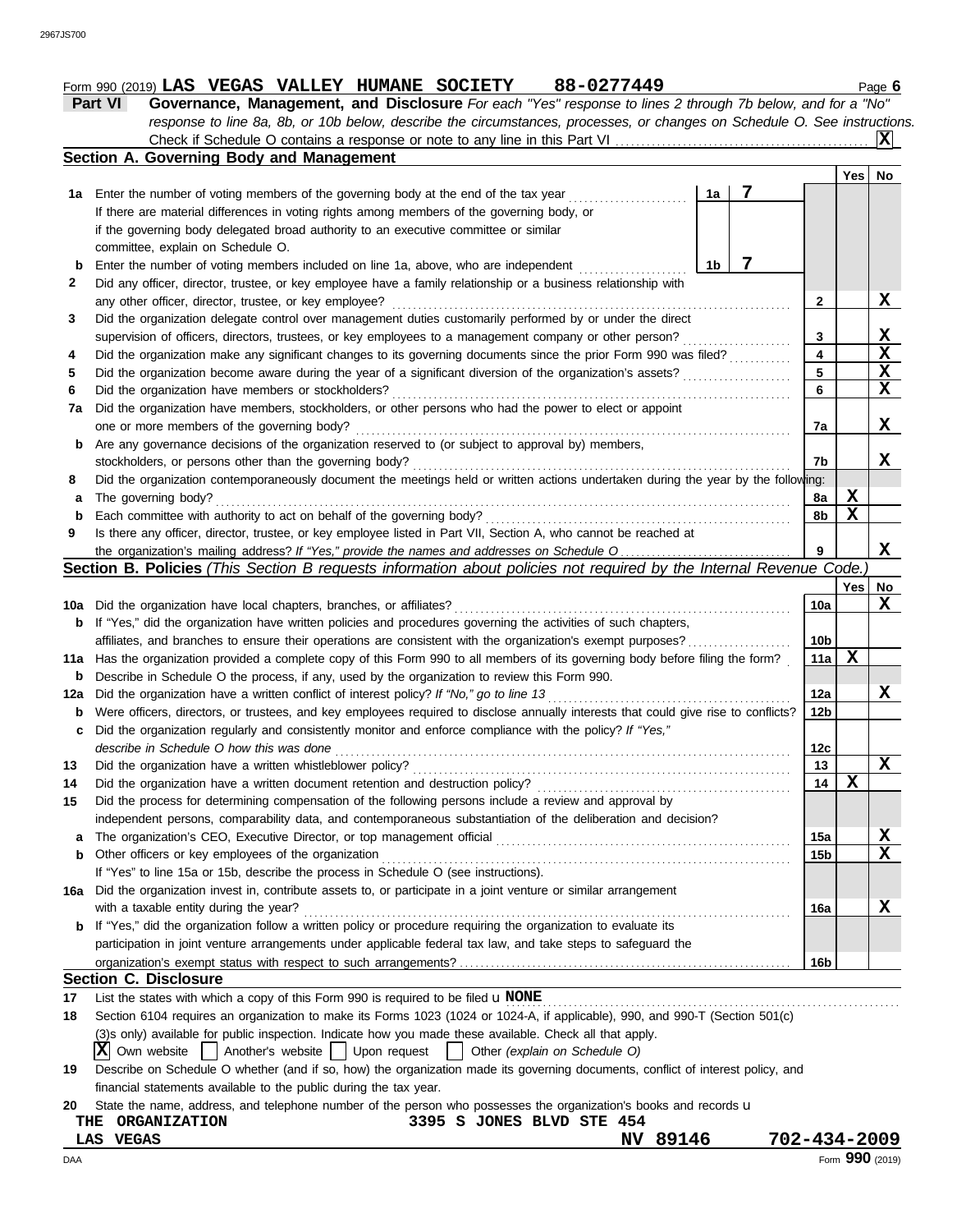Form 990 (2019) **LAS VEGAS VALLEY HUMANE SOCIETY 88-0277449** Page **6**

**Part VI Governance, Management, and Disclosure** *For each "Yes" response to lines 2 through 7b below, and for a "No" response to line 8a, 8b, or 10b below, describe the circumstances, processes, or changes on Schedule O. See instructions.*

Check if Schedule O contains a response or note to any line in this Part VI .......... **X**

## Section A. Governing Body and Management

| | | | | Yes | No |
|---|---|---|---|---|---|
| **1a** | Enter the number of voting members of the governing body at the end of the tax year ..... If there are material differences in voting rights among members of the governing body, or if the governing body delegated broad authority to an executive committee or similar committee, explain on Schedule O. | 1a | 7 | | |
| **b** | Enter the number of voting members included on line 1a, above, who are independent ..... | 1b | 7 | | |
| **2** | Did any officer, director, trustee, or key employee have a family relationship or a business relationship with any other officer, director, trustee, or key employee? | | **2** | | X |
| **3** | Did the organization delegate control over management duties customarily performed by or under the direct supervision of officers, directors, trustees, or key employees to a management company or other person? | | **3** | | X |
| **4** | Did the organization make any significant changes to its governing documents since the prior Form 990 was filed? | | **4** | | X |
| **5** | Did the organization become aware during the year of a significant diversion of the organization's assets? | | **5** | | X |
| **6** | Did the organization have members or stockholders? | | **6** | | X |
| **7a** | Did the organization have members, stockholders, or other persons who had the power to elect or appoint one or more members of the governing body? | | **7a** | | X |
| **b** | Are any governance decisions of the organization reserved to (or subject to approval by) members, stockholders, or persons other than the governing body? | | **7b** | | X |
| **8** | Did the organization contemporaneously document the meetings held or written actions undertaken during the year by the following: | | | | |
| **a** | The governing body? | | **8a** | X | |
| **b** | Each committee with authority to act on behalf of the governing body? | | **8b** | X | |
| **9** | Is there any officer, director, trustee, or key employee listed in Part VII, Section A, who cannot be reached at the organization's mailing address? *If "Yes," provide the names and addresses on Schedule O* | | **9** | | X |

## Section B. Policies *(This Section B requests information about policies not required by the Internal Revenue Code.)*

| | | | Yes | No |
|---|---|---|---|---|
| **10a** | Did the organization have local chapters, branches, or affiliates? | **10a** | | X |
| **b** | If "Yes," did the organization have written policies and procedures governing the activities of such chapters, affiliates, and branches to ensure their operations are consistent with the organization's exempt purposes? | **10b** | | |
| **11a** | Has the organization provided a complete copy of this Form 990 to all members of its governing body before filing the form? | **11a** | X | |
| **b** | Describe in Schedule O the process, if any, used by the organization to review this Form 990. | | | |
| **12a** | Did the organization have a written conflict of interest policy? *If "No," go to line 13* | **12a** | | X |
| **b** | Were officers, directors, or trustees, and key employees required to disclose annually interests that could give rise to conflicts? | **12b** | | |
| **c** | Did the organization regularly and consistently monitor and enforce compliance with the policy? *If "Yes," describe in Schedule O how this was done* | **12c** | | |
| **13** | Did the organization have a written whistleblower policy? | **13** | | X |
| **14** | Did the organization have a written document retention and destruction policy? | **14** | X | |
| **15** | Did the process for determining compensation of the following persons include a review and approval by independent persons, comparability data, and contemporaneous substantiation of the deliberation and decision? | | | |
| **a** | The organization's CEO, Executive Director, or top management official | **15a** | | X |
| **b** | Other officers or key employees of the organization | **15b** | | X |
| | If "Yes" to line 15a or 15b, describe the process in Schedule O (see instructions). | | | |
| **16a** | Did the organization invest in, contribute assets to, or participate in a joint venture or similar arrangement with a taxable entity during the year? | **16a** | | X |
| **b** | If "Yes," did the organization follow a written policy or procedure requiring the organization to evaluate its participation in joint venture arrangements under applicable federal tax law, and take steps to safeguard the organization's exempt status with respect to such arrangements? | **16b** | | |

## Section C. Disclosure

**17** List the states with which a copy of this Form 990 is required to be filed u **NONE**

**18** Section 6104 requires an organization to make its Forms 1023 (1024 or 1024-A, if applicable), 990, and 990-T (Section 501(c)(3)s only) available for public inspection. Indicate how you made these available. Check all that apply.

[X] Own website [ ] Another's website [ ] Upon request [ ] Other *(explain on Schedule O)*

**19** Describe on Schedule O whether (and if so, how) the organization made its governing documents, conflict of interest policy, and financial statements available to the public during the tax year.

**20** State the name, address, and telephone number of the person who possesses the organization's books and records u

**THE ORGANIZATION** **3395 S JONES BLVD STE 454**
**LAS VEGAS** **NV 89146** **702-434-2009**

Form **990** (2019)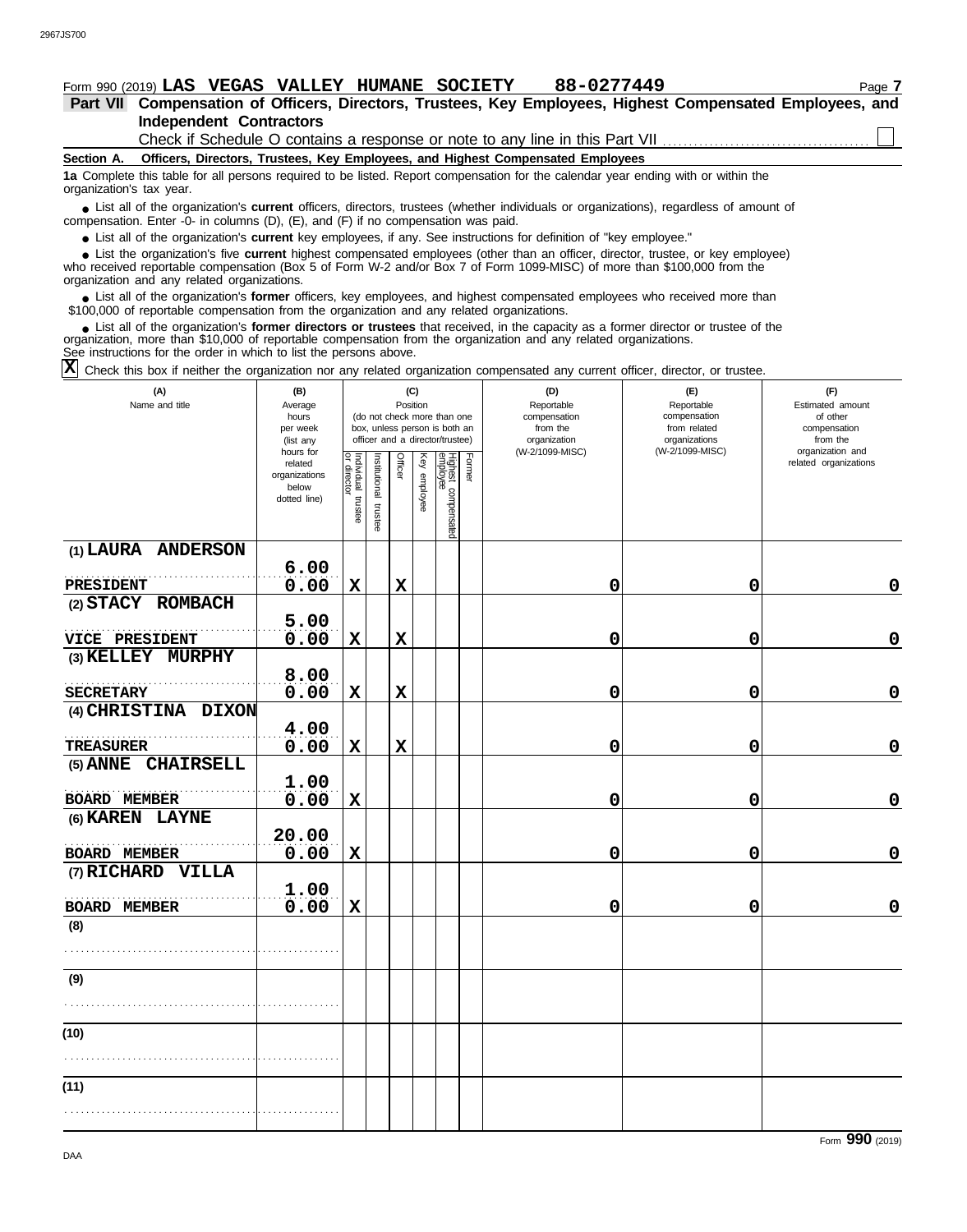Form 990 (2019) **LAS VEGAS VALLEY HUMANE SOCIETY 88-0277449**

## Part VII Compensation of Officers, Directors, Trustees, Key Employees, Highest Compensated Employees, and Independent Contractors

Check if Schedule O contains a response or note to any line in this Part VII ☐

**Section A. Officers, Directors, Trustees, Key Employees, and Highest Compensated Employees**

**1a** Complete this table for all persons required to be listed. Report compensation for the calendar year ending with or within the organization's tax year.

- List all of the organization's **current** officers, directors, trustees (whether individuals or organizations), regardless of amount of compensation. Enter -0- in columns (D), (E), and (F) if no compensation was paid.
- List all of the organization's **current** key employees, if any. See instructions for definition of "key employee."
- List the organization's five **current** highest compensated employees (other than an officer, director, trustee, or key employee) who received reportable compensation (Box 5 of Form W-2 and/or Box 7 of Form 1099-MISC) of more than $100,000 from the organization and any related organizations.
- List all of the organization's **former** officers, key employees, and highest compensated employees who received more than $100,000 of reportable compensation from the organization and any related organizations.
- List all of the organization's **former directors or trustees** that received, in the capacity as a former director or trustee of the organization, more than $10,000 of reportable compensation from the organization and any related organizations.

See instructions for the order in which to list the persons above.

☒ Check this box if neither the organization nor any related organization compensated any current officer, director, or trustee.

| (A) Name and title | (B) Average hours per week (list any hours for related organizations below dotted line) | (C) Position: Individual trustee or director | Institutional trustee | Officer | Key employee | Highest compensated employee | Former | (D) Reportable compensation from the organization (W-2/1099-MISC) | (E) Reportable compensation from related organizations (W-2/1099-MISC) | (F) Estimated amount of other compensation from the organization and related organizations |
|---|---|---|---|---|---|---|---|---|---|---|
| (1) LAURA ANDERSON<br>PRESIDENT | 6.00<br>0.00 | X | | X | | | | 0 | 0 | 0 |
| (2) STACY ROMBACH<br>VICE PRESIDENT | 5.00<br>0.00 | X | | X | | | | 0 | 0 | 0 |
| (3) KELLEY MURPHY<br>SECRETARY | 8.00<br>0.00 | X | | X | | | | 0 | 0 | 0 |
| (4) CHRISTINA DIXON<br>TREASURER | 4.00<br>0.00 | X | | X | | | | 0 | 0 | 0 |
| (5) ANNE CHAIRSELL<br>BOARD MEMBER | 1.00<br>0.00 | X | | | | | | 0 | 0 | 0 |
| (6) KAREN LAYNE<br>BOARD MEMBER | 20.00<br>0.00 | X | | | | | | 0 | 0 | 0 |
| (7) RICHARD VILLA<br>BOARD MEMBER | 1.00<br>0.00 | X | | | | | | 0 | 0 | 0 |
| (8) | | | | | | | | | | |
| (9) | | | | | | | | | | |
| (10) | | | | | | | | | | |
| (11) | | | | | | | | | | |

Form **990** (2019)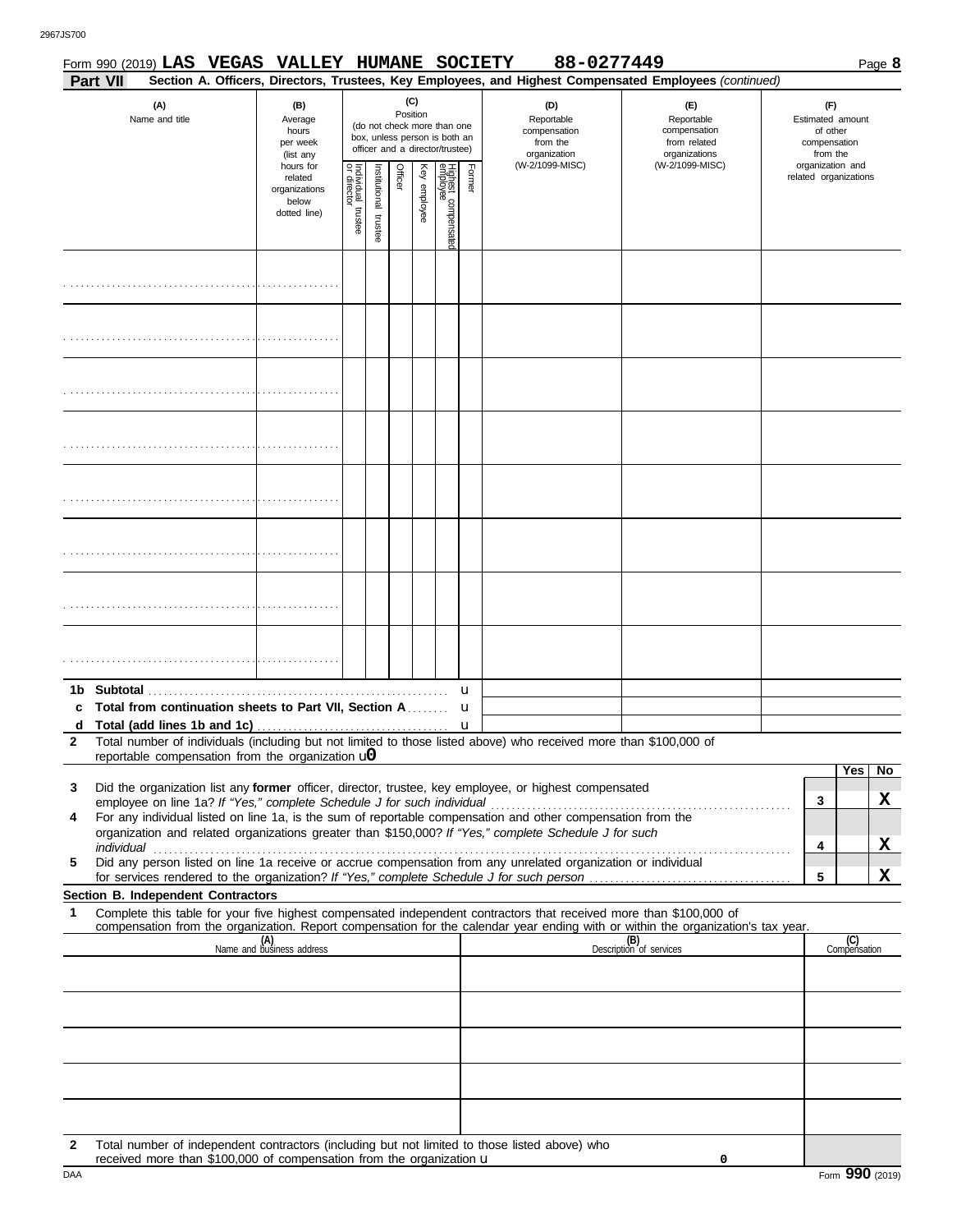Form 990 (2019) **LAS VEGAS VALLEY HUMANE SOCIETY 88-0277449** Page 8

**Part VII Section A. Officers, Directors, Trustees, Key Employees, and Highest Compensated Employees** *(continued)*

| (A) Name and title | (B) Average hours per week (list any hours for related organizations below dotted line) | (C) Position (do not check more than one box, unless person is both an officer and a director/trustee): Individual trustee or director | Institutional trustee | Officer | Key employee | Highest compensated employee | Former | (D) Reportable compensation from the organization (W-2/1099-MISC) | (E) Reportable compensation from related organizations (W-2/1099-MISC) | (F) Estimated amount of other compensation from the organization and related organizations |
|---|---|---|---|---|---|---|---|---|---|---|
| | | | | | | | | | | |
| | | | | | | | | | | |
| | | | | | | | | | | |
| | | | | | | | | | | |
| | | | | | | | | | | |
| | | | | | | | | | | |
| | | | | | | | | | | |
| | | | | | | | | | | |

**1b Subtotal** u

**c Total from continuation sheets to Part VII, Section A** u

**d Total (add lines 1b and 1c)** u

**2** Total number of individuals (including but not limited to those listed above) who received more than $100,000 of reportable compensation from the organization u **0**

| | | | Yes | No |
|---|---|---|---|---|
| **3** | Did the organization list any **former** officer, director, trustee, key employee, or highest compensated employee on line 1a? *If "Yes," complete Schedule J for such individual* | 3 | | X |
| **4** | For any individual listed on line 1a, is the sum of reportable compensation and other compensation from the organization and related organizations greater than $150,000? *If "Yes," complete Schedule J for such individual* | 4 | | X |
| **5** | Did any person listed on line 1a receive or accrue compensation from any unrelated organization or individual for services rendered to the organization? *If "Yes," complete Schedule J for such person* | 5 | | X |

**Section B. Independent Contractors**

**1** Complete this table for your five highest compensated independent contractors that received more than $100,000 of compensation from the organization. Report compensation for the calendar year ending with or within the organization's tax year.

| (A) Name and business address | (B) Description of services | (C) Compensation |
|---|---|---|
| | | |
| | | |
| | | |
| | | |
| | | |

**2** Total number of independent contractors (including but not limited to those listed above) who received more than $100,000 of compensation from the organization u **0**

Form **990** (2019)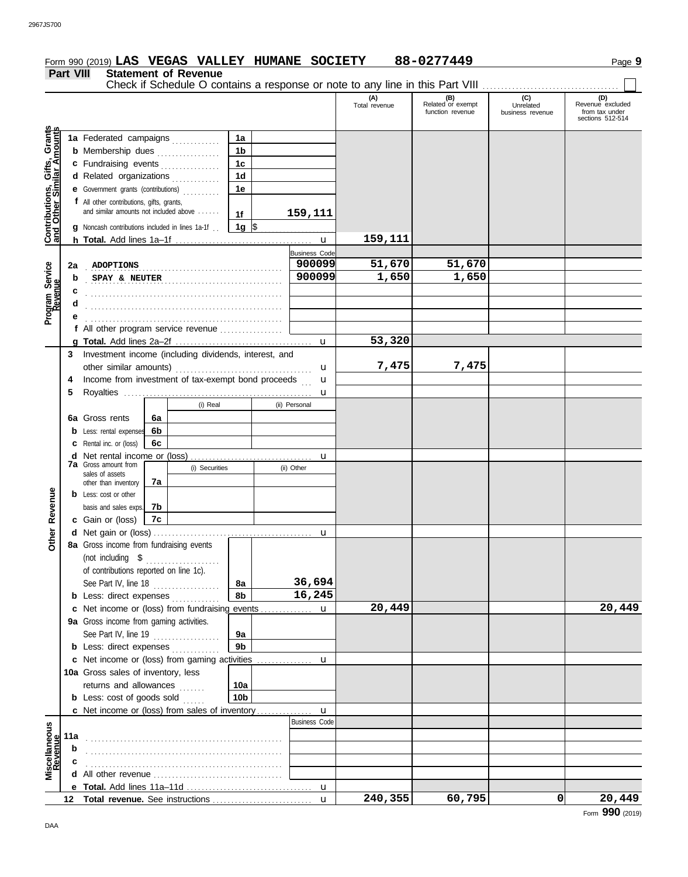Form 990 (2019) **LAS VEGAS VALLEY HUMANE SOCIETY 88-0277449** Page **9**

**Part VIII Statement of Revenue**

Check if Schedule O contains a response or note to any line in this Part VIII . . . . . . . . . . . . . . . . ☐

| | | | | (A) Total revenue | (B) Related or exempt function revenue | (C) Unrelated business revenue | (D) Revenue excluded from tax under sections 512-514 |
|---|---|---|---|---|---|---|---|
| **Contributions, Gifts, Grants and Other Similar Amounts** | 1a Federated campaigns | 1a | | | | | |
| | b Membership dues | 1b | | | | | |
| | c Fundraising events | 1c | | | | | |
| | d Related organizations | 1d | | | | | |
| | e Government grants (contributions) | 1e | | | | | |
| | f All other contributions, gifts, grants, and similar amounts not included above | 1f | 159,111 | | | | |
| | g Noncash contributions included in lines 1a-1f | 1g | $ | | | | |
| | h **Total.** Add lines 1a–1f | | u | 159,111 | | | |
| **Program Service Revenue** | | | Business Code | | | | |
| | 2a ADOPTIONS | | 900099 | 51,670 | 51,670 | | |
| | b SPAY & NEUTER | | 900099 | 1,650 | 1,650 | | |
| | c | | | | | | |
| | d | | | | | | |
| | e | | | | | | |
| | f All other program service revenue | | | | | | |
| | g **Total.** Add lines 2a–2f | | u | 53,320 | | | |
| **Other Revenue** | 3 Investment income (including dividends, interest, and other similar amounts) | | u | 7,475 | 7,475 | | |
| | 4 Income from investment of tax-exempt bond proceeds | | u | | | | |
| | 5 Royalties | | u | | | | |
| | | (i) Real | (ii) Personal | | | | |
| | 6a Gross rents | 6a | | | | | |
| | b Less: rental expenses | 6b | | | | | |
| | c Rental inc. or (loss) | 6c | | | | | |
| | d Net rental income or (loss) | | u | | | | |
| | 7a Gross amount from sales of assets other than inventory | (i) Securities / 7a | (ii) Other | | | | |
| | b Less: cost or other basis and sales exps. | 7b | | | | | |
| | c Gain or (loss) | 7c | | | | | |
| | d Net gain or (loss) | | u | | | | |
| | 8a Gross income from fundraising events (not including $ of contributions reported on line 1c). See Part IV, line 18 | 8a | 36,694 | | | | |
| | b Less: direct expenses | 8b | 16,245 | | | | |
| | c Net income or (loss) from fundraising events | | u | 20,449 | | | 20,449 |
| | 9a Gross income from gaming activities. See Part IV, line 19 | 9a | | | | | |
| | b Less: direct expenses | 9b | | | | | |
| | c Net income or (loss) from gaming activities | | u | | | | |
| | 10a Gross sales of inventory, less returns and allowances | 10a | | | | | |
| | b Less: cost of goods sold | 10b | | | | | |
| | c Net income or (loss) from sales of inventory | | u | | | | |
| **Miscellaneous Revenue** | | | Business Code | | | | |
| | 11a | | | | | | |
| | b | | | | | | |
| | c | | | | | | |
| | d All other revenue | | | | | | |
| | e **Total.** Add lines 11a–11d | | u | | | | |
| | 12 **Total revenue.** See instructions | | u | 240,355 | 60,795 | 0 | 20,449 |

Form **990** (2019)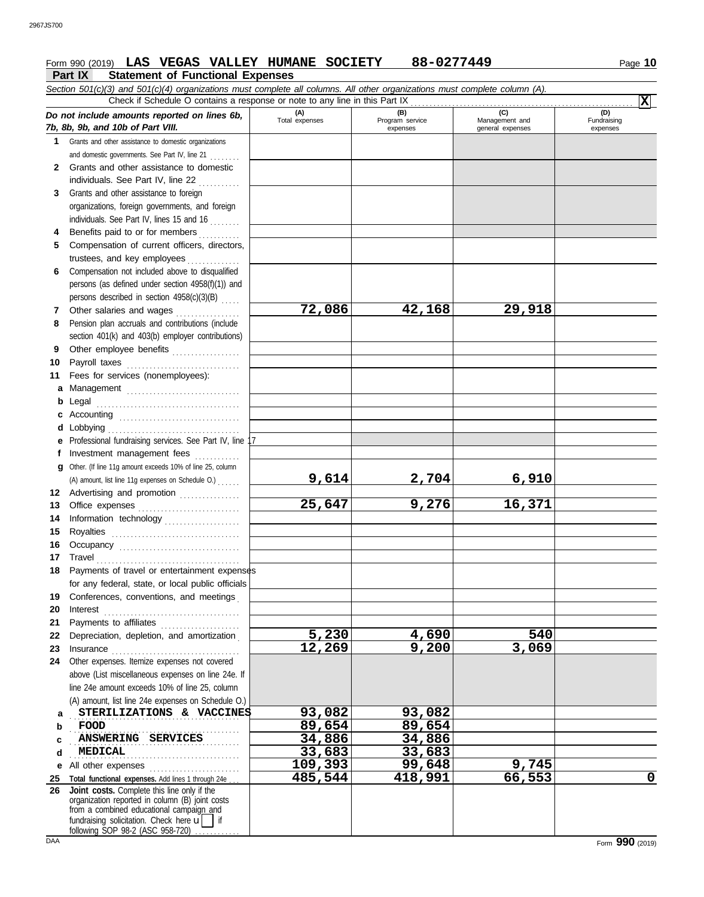Form 990 (2019) **LAS VEGAS VALLEY HUMANE SOCIETY 88-0277449** Page **10**

## Part IX Statement of Functional Expenses

*Section 501(c)(3) and 501(c)(4) organizations must complete all columns. All other organizations must complete column (A).*

Check if Schedule O contains a response or note to any line in this Part IX . . . . . . . . . . **X**

| *Do not include amounts reported on lines 6b, 7b, 8b, 9b, and 10b of Part VIII.* | (A) Total expenses | (B) Program service expenses | (C) Management and general expenses | (D) Fundraising expenses |
|---|---|---|---|---|
| **1** Grants and other assistance to domestic organizations and domestic governments. See Part IV, line 21 | | | | |
| **2** Grants and other assistance to domestic individuals. See Part IV, line 22 | | | | |
| **3** Grants and other assistance to foreign organizations, foreign governments, and foreign individuals. See Part IV, lines 15 and 16 | | | | |
| **4** Benefits paid to or for members | | | | |
| **5** Compensation of current officers, directors, trustees, and key employees | | | | |
| **6** Compensation not included above to disqualified persons (as defined under section 4958(f)(1)) and persons described in section 4958(c)(3)(B) | | | | |
| **7** Other salaries and wages | 72,086 | 42,168 | 29,918 | |
| **8** Pension plan accruals and contributions (include section 401(k) and 403(b) employer contributions) | | | | |
| **9** Other employee benefits | | | | |
| **10** Payroll taxes | | | | |
| **11** Fees for services (nonemployees): | | | | |
| **a** Management | | | | |
| **b** Legal | | | | |
| **c** Accounting | | | | |
| **d** Lobbying | | | | |
| **e** Professional fundraising services. See Part IV, line 17 | | | | |
| **f** Investment management fees | | | | |
| **g** Other. (If line 11g amount exceeds 10% of line 25, column (A) amount, list line 11g expenses on Schedule O.) | 9,614 | 2,704 | 6,910 | |
| **12** Advertising and promotion | | | | |
| **13** Office expenses | 25,647 | 9,276 | 16,371 | |
| **14** Information technology | | | | |
| **15** Royalties | | | | |
| **16** Occupancy | | | | |
| **17** Travel | | | | |
| **18** Payments of travel or entertainment expenses for any federal, state, or local public officials | | | | |
| **19** Conferences, conventions, and meetings | | | | |
| **20** Interest | | | | |
| **21** Payments to affiliates | | | | |
| **22** Depreciation, depletion, and amortization | 5,230 | 4,690 | 540 | |
| **23** Insurance | 12,269 | 9,200 | 3,069 | |
| **24** Other expenses. Itemize expenses not covered above (List miscellaneous expenses on line 24e. If line 24e amount exceeds 10% of line 25, column (A) amount, list line 24e expenses on Schedule O.) | | | | |
| **a** STERILIZATIONS & VACCINES | 93,082 | 93,082 | | |
| **b** FOOD | 89,654 | 89,654 | | |
| **c** ANSWERING SERVICES | 34,886 | 34,886 | | |
| **d** MEDICAL | 33,683 | 33,683 | | |
| **e** All other expenses | 109,393 | 99,648 | 9,745 | |
| **25 Total functional expenses.** Add lines 1 through 24e | 485,544 | 418,991 | 66,553 | 0 |
| **26 Joint costs.** Complete this line only if the organization reported in column (B) joint costs from a combined educational campaign and fundraising solicitation. Check here ☐ if following SOP 98-2 (ASC 958-720) | | | | |

Form **990** (2019)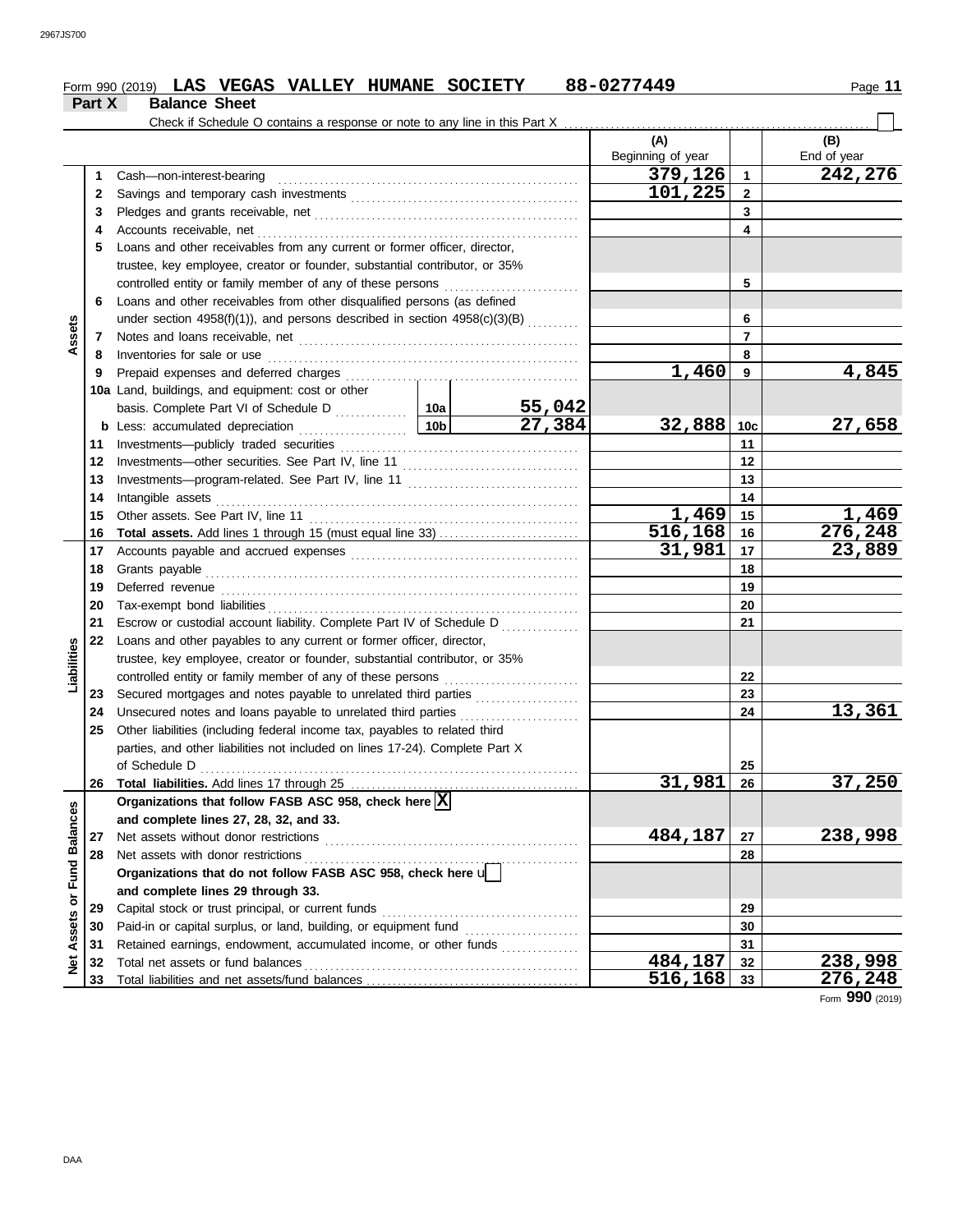Form 990 (2019) **LAS VEGAS VALLEY HUMANE SOCIETY** **88-0277449**

## Part X Balance Sheet

Check if Schedule O contains a response or note to any line in this Part X ☐

| | | | | (A) Beginning of year | | (B) End of year |
|---|---|---|---|---|---|---|
| **Assets** | 1 | Cash—non-interest-bearing | | 379,126 | 1 | 242,276 |
| | 2 | Savings and temporary cash investments | | 101,225 | 2 | |
| | 3 | Pledges and grants receivable, net | | | 3 | |
| | 4 | Accounts receivable, net | | | 4 | |
| | 5 | Loans and other receivables from any current or former officer, director, trustee, key employee, creator or founder, substantial contributor, or 35% controlled entity or family member of any of these persons | | | 5 | |
| | 6 | Loans and other receivables from other disqualified persons (as defined under section 4958(f)(1)), and persons described in section 4958(c)(3)(B) | | | 6 | |
| | 7 | Notes and loans receivable, net | | | 7 | |
| | 8 | Inventories for sale or use | | | 8 | |
| | 9 | Prepaid expenses and deferred charges | | 1,460 | 9 | 4,845 |
| | 10a | Land, buildings, and equipment: cost or other basis. Complete Part VI of Schedule D | 10a 55,042 | | | |
| | b | Less: accumulated depreciation | 10b 27,384 | 32,888 | 10c | 27,658 |
| | 11 | Investments—publicly traded securities | | | 11 | |
| | 12 | Investments—other securities. See Part IV, line 11 | | | 12 | |
| | 13 | Investments—program-related. See Part IV, line 11 | | | 13 | |
| | 14 | Intangible assets | | | 14 | |
| | 15 | Other assets. See Part IV, line 11 | | 1,469 | 15 | 1,469 |
| | 16 | **Total assets.** Add lines 1 through 15 (must equal line 33) | | 516,168 | 16 | 276,248 |
| **Liabilities** | 17 | Accounts payable and accrued expenses | | 31,981 | 17 | 23,889 |
| | 18 | Grants payable | | | 18 | |
| | 19 | Deferred revenue | | | 19 | |
| | 20 | Tax-exempt bond liabilities | | | 20 | |
| | 21 | Escrow or custodial account liability. Complete Part IV of Schedule D | | | 21 | |
| | 22 | Loans and other payables to any current or former officer, director, trustee, key employee, creator or founder, substantial contributor, or 35% controlled entity or family member of any of these persons | | | 22 | |
| | 23 | Secured mortgages and notes payable to unrelated third parties | | | 23 | |
| | 24 | Unsecured notes and loans payable to unrelated third parties | | | 24 | 13,361 |
| | 25 | Other liabilities (including federal income tax, payables to related third parties, and other liabilities not included on lines 17-24). Complete Part X of Schedule D | | | 25 | |
| | 26 | **Total liabilities.** Add lines 17 through 25 | | 31,981 | 26 | 37,250 |
| **Net Assets or Fund Balances** | | **Organizations that follow FASB ASC 958, check here** ☒ **and complete lines 27, 28, 32, and 33.** | | | | |
| | 27 | Net assets without donor restrictions | | 484,187 | 27 | 238,998 |
| | 28 | Net assets with donor restrictions | | | 28 | |
| | | **Organizations that do not follow FASB ASC 958, check here** ☐ **and complete lines 29 through 33.** | | | | |
| | 29 | Capital stock or trust principal, or current funds | | | 29 | |
| | 30 | Paid-in or capital surplus, or land, building, or equipment fund | | | 30 | |
| | 31 | Retained earnings, endowment, accumulated income, or other funds | | | 31 | |
| | 32 | Total net assets or fund balances | | 484,187 | 32 | 238,998 |
| | 33 | Total liabilities and net assets/fund balances | | 516,168 | 33 | 276,248 |

Form **990** (2019)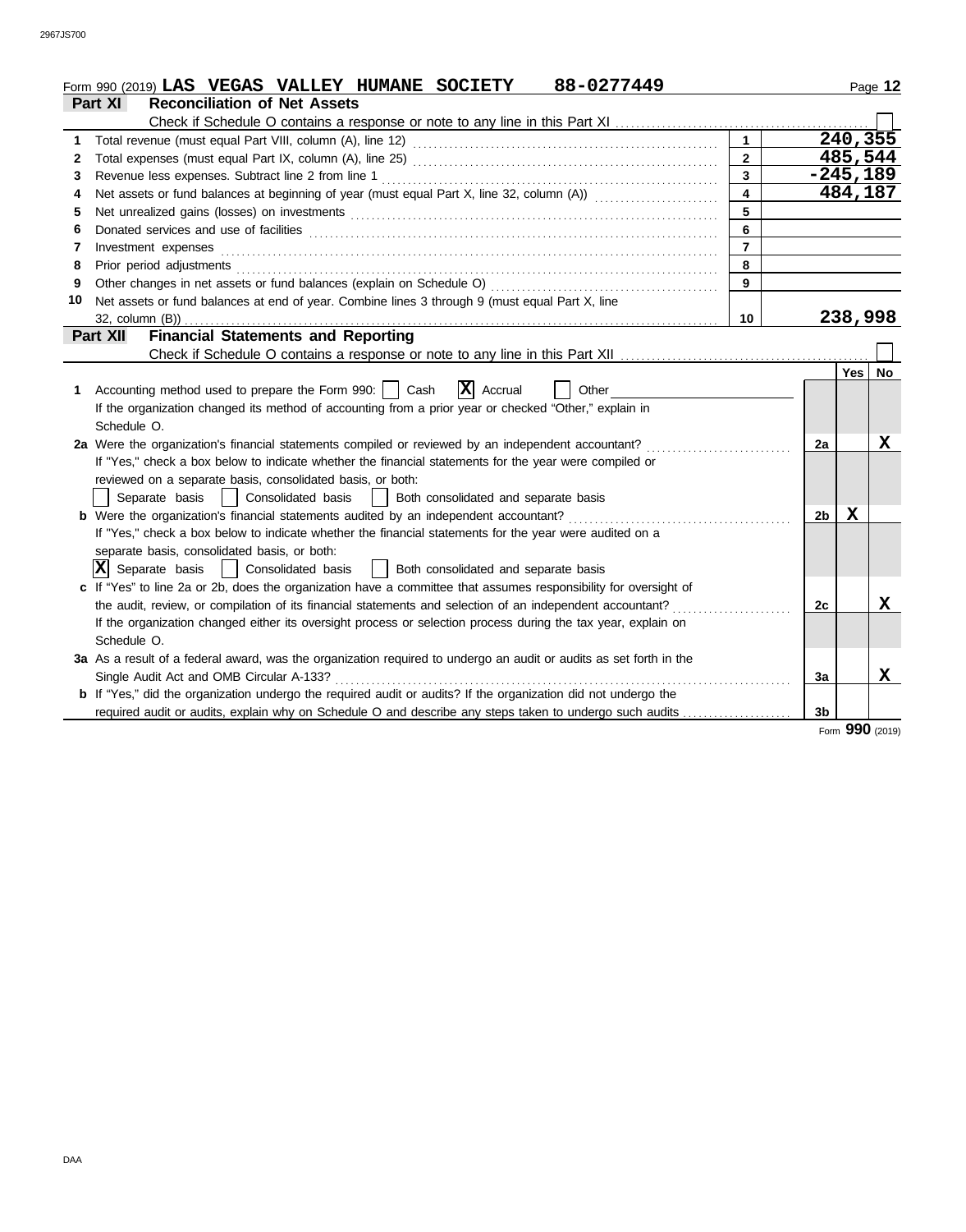Form 990 (2019) **LAS VEGAS VALLEY HUMANE SOCIETY 88-0277449**

## Part XI Reconciliation of Net Assets

Check if Schedule O contains a response or note to any line in this Part XI ☐

| | | | |
|---|---|---|---|
| 1 | Total revenue (must equal Part VIII, column (A), line 12) | 1 | 240,355 |
| 2 | Total expenses (must equal Part IX, column (A), line 25) | 2 | 485,544 |
| 3 | Revenue less expenses. Subtract line 2 from line 1 | 3 | -245,189 |
| 4 | Net assets or fund balances at beginning of year (must equal Part X, line 32, column (A)) | 4 | 484,187 |
| 5 | Net unrealized gains (losses) on investments | 5 | |
| 6 | Donated services and use of facilities | 6 | |
| 7 | Investment expenses | 7 | |
| 8 | Prior period adjustments | 8 | |
| 9 | Other changes in net assets or fund balances (explain on Schedule O) | 9 | |
| 10 | Net assets or fund balances at end of year. Combine lines 3 through 9 (must equal Part X, line 32, column (B)) | 10 | 238,998 |

## Part XII Financial Statements and Reporting

Check if Schedule O contains a response or note to any line in this Part XII ☐

| | | | Yes | No |
|---|---|---|---|---|
| 1 | Accounting method used to prepare the Form 990: ☐ Cash ☒ Accrual ☐ Other ______ If the organization changed its method of accounting from a prior year or checked "Other," explain in Schedule O. | | | |
| 2a | Were the organization's financial statements compiled or reviewed by an independent accountant? If "Yes," check a box below to indicate whether the financial statements for the year were compiled or reviewed on a separate basis, consolidated basis, or both: ☐ Separate basis ☐ Consolidated basis ☐ Both consolidated and separate basis | 2a | | X |
| b | Were the organization's financial statements audited by an independent accountant? If "Yes," check a box below to indicate whether the financial statements for the year were audited on a separate basis, consolidated basis, or both: ☒ Separate basis ☐ Consolidated basis ☐ Both consolidated and separate basis | 2b | X | |
| c | If "Yes" to line 2a or 2b, does the organization have a committee that assumes responsibility for oversight of the audit, review, or compilation of its financial statements and selection of an independent accountant? If the organization changed either its oversight process or selection process during the tax year, explain on Schedule O. | 2c | | X |
| 3a | As a result of a federal award, was the organization required to undergo an audit or audits as set forth in the Single Audit Act and OMB Circular A-133? | 3a | | X |
| b | If "Yes," did the organization undergo the required audit or audits? If the organization did not undergo the required audit or audits, explain why on Schedule O and describe any steps taken to undergo such audits | 3b | | |

Form **990** (2019)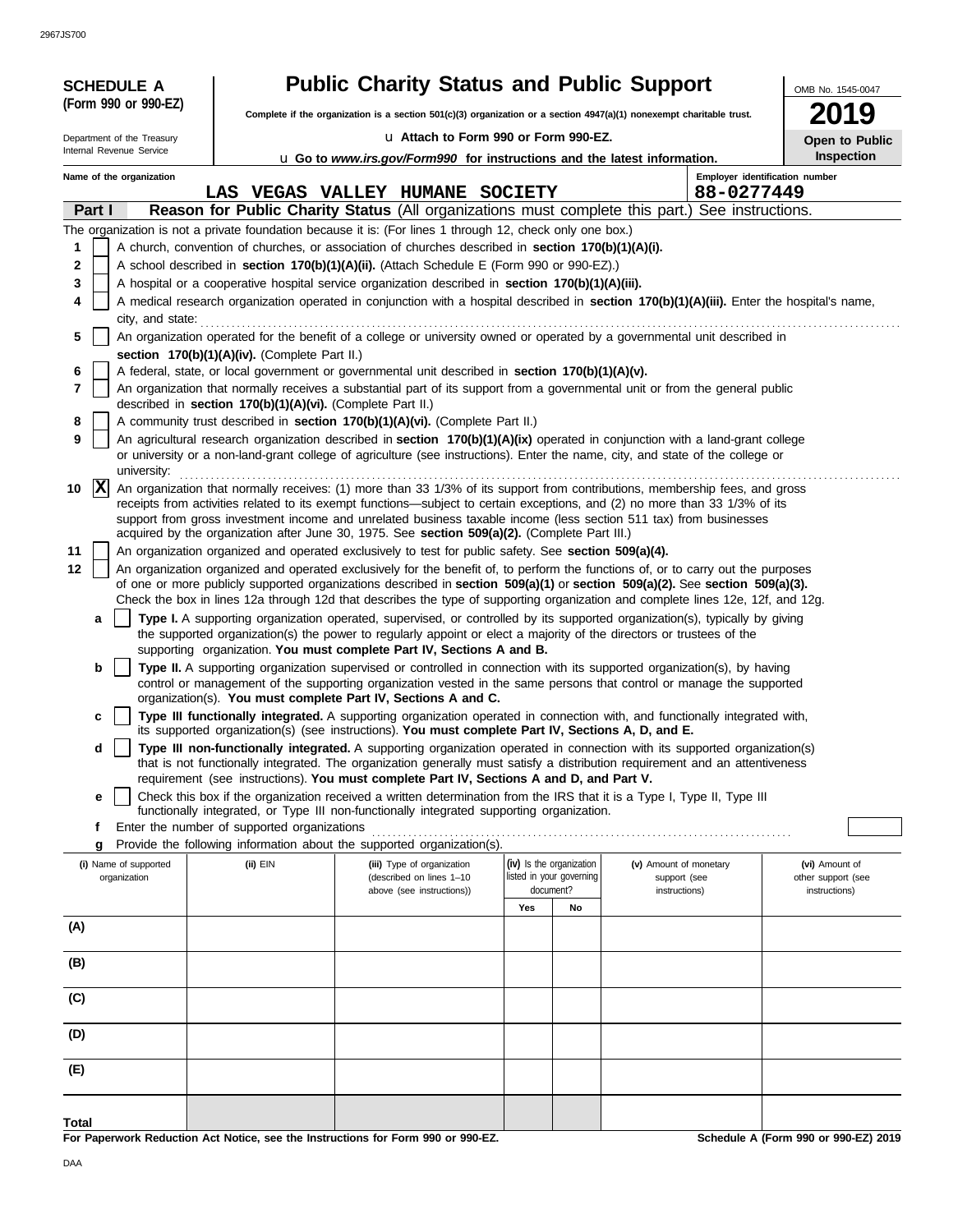# SCHEDULE A (Form 990 or 990-EZ)

Department of the Treasury
Internal Revenue Service

## Public Charity Status and Public Support

**Complete if the organization is a section 501(c)(3) organization or a section 4947(a)(1) nonexempt charitable trust.**

u Attach to Form 990 or Form 990-EZ.

u Go to *www.irs.gov/Form990* for instructions and the latest information.

OMB No. 1545-0047

**2019**

**Open to Public Inspection**

Name of the organization: LAS VEGAS VALLEY HUMANE SOCIETY

Employer identification number: 88-0277449

**Part I — Reason for Public Charity Status** (All organizations must complete this part.) See instructions.

The organization is not a private foundation because it is: (For lines 1 through 12, check only one box.)

1 [ ] A church, convention of churches, or association of churches described in **section 170(b)(1)(A)(i).**

2 [ ] A school described in **section 170(b)(1)(A)(ii).** (Attach Schedule E (Form 990 or 990-EZ).)

3 [ ] A hospital or a cooperative hospital service organization described in **section 170(b)(1)(A)(iii).**

4 [ ] A medical research organization operated in conjunction with a hospital described in **section 170(b)(1)(A)(iii).** Enter the hospital's name, city, and state:

5 [ ] An organization operated for the benefit of a college or university owned or operated by a governmental unit described in **section 170(b)(1)(A)(iv).** (Complete Part II.)

6 [ ] A federal, state, or local government or governmental unit described in **section 170(b)(1)(A)(v).**

7 [ ] An organization that normally receives a substantial part of its support from a governmental unit or from the general public described in **section 170(b)(1)(A)(vi).** (Complete Part II.)

8 [ ] A community trust described in **section 170(b)(1)(A)(vi).** (Complete Part II.)

9 [ ] An agricultural research organization described in **section 170(b)(1)(A)(ix)** operated in conjunction with a land-grant college or university or a non-land-grant college of agriculture (see instructions). Enter the name, city, and state of the college or university:

10 [X] An organization that normally receives: (1) more than 33 1/3% of its support from contributions, membership fees, and gross receipts from activities related to its exempt functions—subject to certain exceptions, and (2) no more than 33 1/3% of its support from gross investment income and unrelated business taxable income (less section 511 tax) from businesses acquired by the organization after June 30, 1975. See **section 509(a)(2).** (Complete Part III.)

11 [ ] An organization organized and operated exclusively to test for public safety. See **section 509(a)(4).**

12 [ ] An organization organized and operated exclusively for the benefit of, to perform the functions of, or to carry out the purposes of one or more publicly supported organizations described in **section 509(a)(1)** or **section 509(a)(2).** See **section 509(a)(3).** Check the box in lines 12a through 12d that describes the type of supporting organization and complete lines 12e, 12f, and 12g.

a [ ] **Type I.** A supporting organization operated, supervised, or controlled by its supported organization(s), typically by giving the supported organization(s) the power to regularly appoint or elect a majority of the directors or trustees of the supporting organization. **You must complete Part IV, Sections A and B.**

b [ ] **Type II.** A supporting organization supervised or controlled in connection with its supported organization(s), by having control or management of the supporting organization vested in the same persons that control or manage the supported organization(s). **You must complete Part IV, Sections A and C.**

c [ ] **Type III functionally integrated.** A supporting organization operated in connection with, and functionally integrated with, its supported organization(s) (see instructions). **You must complete Part IV, Sections A, D, and E.**

d [ ] **Type III non-functionally integrated.** A supporting organization operated in connection with its supported organization(s) that is not functionally integrated. The organization generally must satisfy a distribution requirement and an attentiveness requirement (see instructions). **You must complete Part IV, Sections A and D, and Part V.**

e [ ] Check this box if the organization received a written determination from the IRS that it is a Type I, Type II, Type III functionally integrated, or Type III non-functionally integrated supporting organization.

f Enter the number of supported organizations

g Provide the following information about the supported organization(s).

| (i) Name of supported organization | (ii) EIN | (iii) Type of organization (described on lines 1–10 above (see instructions)) | (iv) Is the organization listed in your governing document? Yes | No | (v) Amount of monetary support (see instructions) | (vi) Amount of other support (see instructions) |
|---|---|---|---|---|---|---|
| (A) | | | | | | |
| (B) | | | | | | |
| (C) | | | | | | |
| (D) | | | | | | |
| (E) | | | | | | |
| Total | | | | | | |

**For Paperwork Reduction Act Notice, see the Instructions for Form 990 or 990-EZ.**

**Schedule A (Form 990 or 990-EZ) 2019**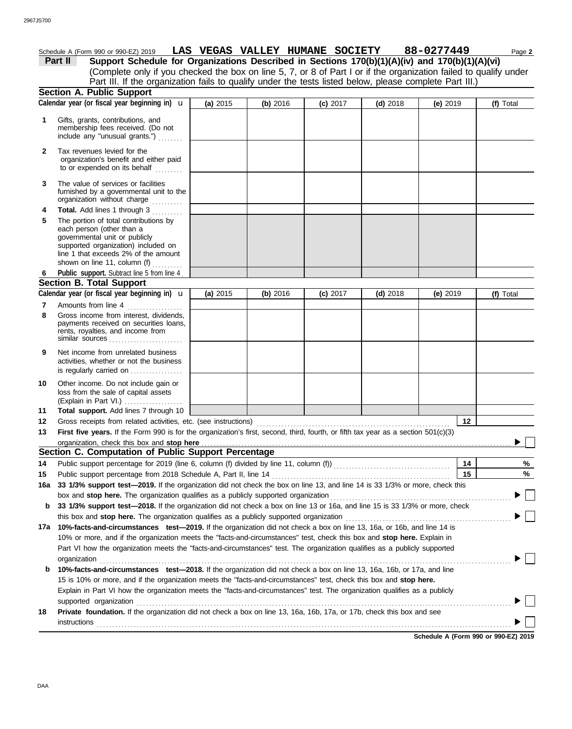Schedule A (Form 990 or 990-EZ) 2019 **LAS VEGAS VALLEY HUMANE SOCIETY 88-0277449** Page **2**

**Part II** **Support Schedule for Organizations Described in Sections 170(b)(1)(A)(iv) and 170(b)(1)(A)(vi)**
(Complete only if you checked the box on line 5, 7, or 8 of Part I or if the organization failed to qualify under Part III. If the organization fails to qualify under the tests listed below, please complete Part III.)

**Section A. Public Support**

| | Calendar year (or fiscal year beginning in) | (a) 2015 | (b) 2016 | (c) 2017 | (d) 2018 | (e) 2019 | (f) Total |
|---|---|---|---|---|---|---|---|
| 1 | Gifts, grants, contributions, and membership fees received. (Do not include any "unusual grants.") | | | | | | |
| 2 | Tax revenues levied for the organization's benefit and either paid to or expended on its behalf | | | | | | |
| 3 | The value of services or facilities furnished by a governmental unit to the organization without charge | | | | | | |
| 4 | **Total.** Add lines 1 through 3 | | | | | | |
| 5 | The portion of total contributions by each person (other than a governmental unit or publicly supported organization) included on line 1 that exceeds 2% of the amount shown on line 11, column (f) | | | | | | |
| 6 | **Public support.** Subtract line 5 from line 4 | | | | | | |

**Section B. Total Support**

| | Calendar year (or fiscal year beginning in) | (a) 2015 | (b) 2016 | (c) 2017 | (d) 2018 | (e) 2019 | (f) Total |
|---|---|---|---|---|---|---|---|
| 7 | Amounts from line 4 | | | | | | |
| 8 | Gross income from interest, dividends, payments received on securities loans, rents, royalties, and income from similar sources | | | | | | |
| 9 | Net income from unrelated business activities, whether or not the business is regularly carried on | | | | | | |
| 10 | Other income. Do not include gain or loss from the sale of capital assets (Explain in Part VI.) | | | | | | |
| 11 | **Total support.** Add lines 7 through 10 | | | | | | |

**12** Gross receipts from related activities, etc. (see instructions) **12**

**13** **First five years.** If the Form 990 is for the organization's first, second, third, fourth, or fifth tax year as a section 501(c)(3) organization, check this box and **stop here** ▶ ☐

**Section C. Computation of Public Support Percentage**

**14** Public support percentage for 2019 (line 6, column (f) divided by line 11, column (f)) **14** %

**15** Public support percentage from 2018 Schedule A, Part II, line 14 **15** %

**16a** **33 1/3% support test—2019.** If the organization did not check the box on line 13, and line 14 is 33 1/3% or more, check this box and **stop here.** The organization qualifies as a publicly supported organization ▶ ☐

**b** **33 1/3% support test—2018.** If the organization did not check a box on line 13 or 16a, and line 15 is 33 1/3% or more, check this box and **stop here.** The organization qualifies as a publicly supported organization ▶ ☐

**17a** **10%-facts-and-circumstances test—2019.** If the organization did not check a box on line 13, 16a, or 16b, and line 14 is 10% or more, and if the organization meets the "facts-and-circumstances" test, check this box and **stop here.** Explain in Part VI how the organization meets the "facts-and-circumstances" test. The organization qualifies as a publicly supported organization ▶ ☐

**b** **10%-facts-and-circumstances test—2018.** If the organization did not check a box on line 13, 16a, 16b, or 17a, and line 15 is 10% or more, and if the organization meets the "facts-and-circumstances" test, check this box and **stop here.** Explain in Part VI how the organization meets the "facts-and-circumstances" test. The organization qualifies as a publicly supported organization ▶ ☐

**18** **Private foundation.** If the organization did not check a box on line 13, 16a, 16b, 17a, or 17b, check this box and see instructions ▶ ☐

**Schedule A (Form 990 or 990-EZ) 2019**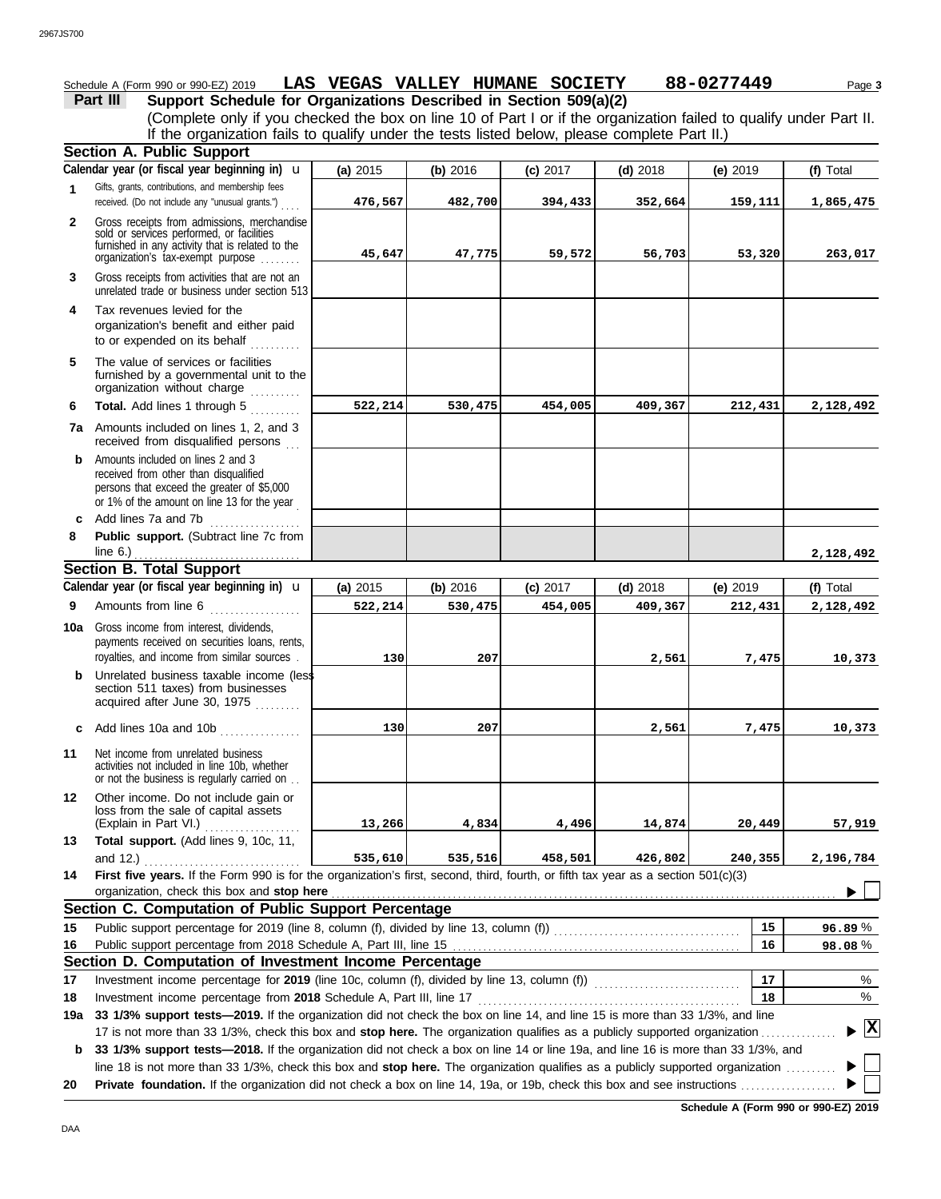Schedule A (Form 990 or 990-EZ) 2019 **LAS VEGAS VALLEY HUMANE SOCIETY** **88-0277449** Page **3**

## Part III Support Schedule for Organizations Described in Section 509(a)(2)

(Complete only if you checked the box on line 10 of Part I or if the organization failed to qualify under Part II. If the organization fails to qualify under the tests listed below, please complete Part II.)

### Section A. Public Support

| Calendar year (or fiscal year beginning in) | (a) 2015 | (b) 2016 | (c) 2017 | (d) 2018 | (e) 2019 | (f) Total |
|---|---|---|---|---|---|---|
| **1** Gifts, grants, contributions, and membership fees received. (Do not include any "unusual grants.") | 476,567 | 482,700 | 394,433 | 352,664 | 159,111 | 1,865,475 |
| **2** Gross receipts from admissions, merchandise sold or services performed, or facilities furnished in any activity that is related to the organization's tax-exempt purpose | 45,647 | 47,775 | 59,572 | 56,703 | 53,320 | 263,017 |
| **3** Gross receipts from activities that are not an unrelated trade or business under section 513 | | | | | | |
| **4** Tax revenues levied for the organization's benefit and either paid to or expended on its behalf | | | | | | |
| **5** The value of services or facilities furnished by a governmental unit to the organization without charge | | | | | | |
| **6** **Total.** Add lines 1 through 5 | 522,214 | 530,475 | 454,005 | 409,367 | 212,431 | 2,128,492 |
| **7a** Amounts included on lines 1, 2, and 3 received from disqualified persons | | | | | | |
| **b** Amounts included on lines 2 and 3 received from other than disqualified persons that exceed the greater of $5,000 or 1% of the amount on line 13 for the year | | | | | | |
| **c** Add lines 7a and 7b | | | | | | |
| **8** **Public support.** (Subtract line 7c from line 6.) | | | | | | 2,128,492 |

### Section B. Total Support

| Calendar year (or fiscal year beginning in) | (a) 2015 | (b) 2016 | (c) 2017 | (d) 2018 | (e) 2019 | (f) Total |
|---|---|---|---|---|---|---|
| **9** Amounts from line 6 | 522,214 | 530,475 | 454,005 | 409,367 | 212,431 | 2,128,492 |
| **10a** Gross income from interest, dividends, payments received on securities loans, rents, royalties, and income from similar sources | 130 | 207 | | 2,561 | 7,475 | 10,373 |
| **b** Unrelated business taxable income (less section 511 taxes) from businesses acquired after June 30, 1975 | | | | | | |
| **c** Add lines 10a and 10b | 130 | 207 | | 2,561 | 7,475 | 10,373 |
| **11** Net income from unrelated business activities not included in line 10b, whether or not the business is regularly carried on | | | | | | |
| **12** Other income. Do not include gain or loss from the sale of capital assets (Explain in Part VI.) | 13,266 | 4,834 | 4,496 | 14,874 | 20,449 | 57,919 |
| **13** **Total support.** (Add lines 9, 10c, 11, and 12.) | 535,610 | 535,516 | 458,501 | 426,802 | 240,355 | 2,196,784 |

**14** **First five years.** If the Form 990 is for the organization's first, second, third, fourth, or fifth tax year as a section 501(c)(3) organization, check this box and **stop here** ☐

### Section C. Computation of Public Support Percentage

| | | | |
|---|---|---|---|
| **15** | Public support percentage for 2019 (line 8, column (f), divided by line 13, column (f)) | 15 | 96.89 % |
| **16** | Public support percentage from 2018 Schedule A, Part III, line 15 | 16 | 98.08 % |

### Section D. Computation of Investment Income Percentage

| | | | |
|---|---|---|---|
| **17** | Investment income percentage for **2019** (line 10c, column (f), divided by line 13, column (f)) | 17 | % |
| **18** | Investment income percentage from **2018** Schedule A, Part III, line 17 | 18 | % |

**19a** **33 1/3% support tests—2019.** If the organization did not check the box on line 14, and line 15 is more than 33 1/3%, and line 17 is not more than 33 1/3%, check this box and **stop here.** The organization qualifies as a publicly supported organization ☒

**b** **33 1/3% support tests—2018.** If the organization did not check a box on line 14 or line 19a, and line 16 is more than 33 1/3%, and line 18 is not more than 33 1/3%, check this box and **stop here.** The organization qualifies as a publicly supported organization ☐

**20** **Private foundation.** If the organization did not check a box on line 14, 19a, or 19b, check this box and see instructions ☐

**Schedule A (Form 990 or 990-EZ) 2019**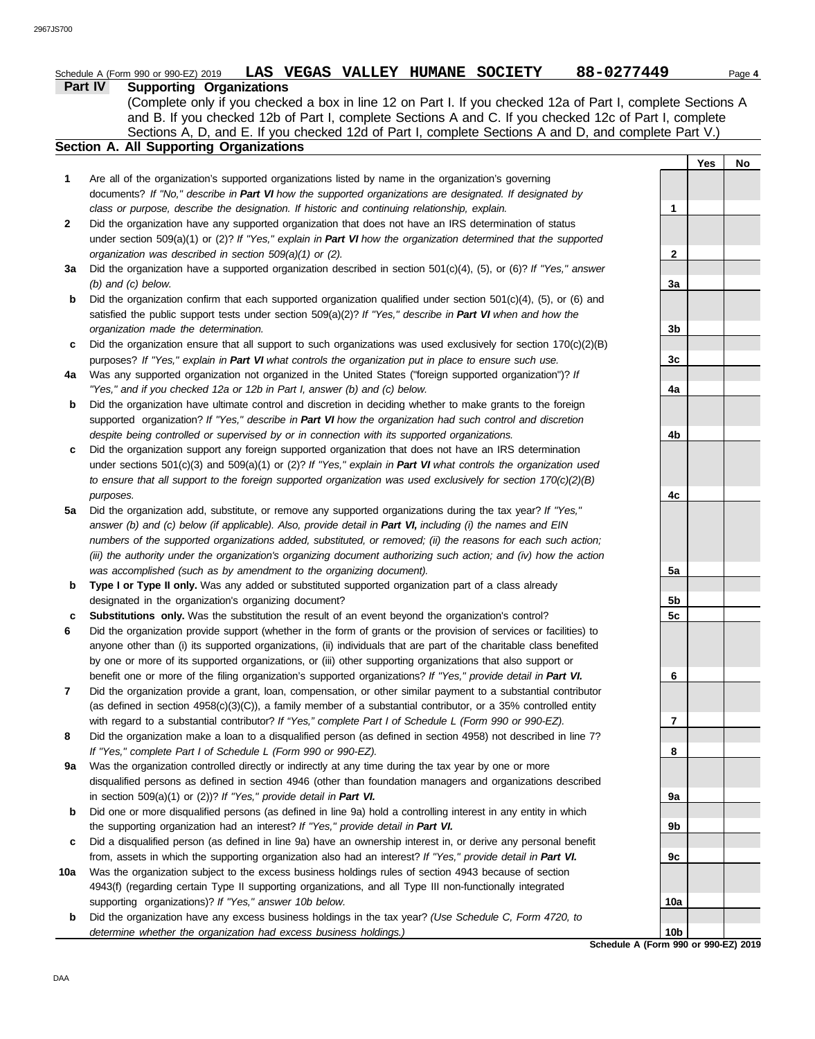Schedule A (Form 990 or 990-EZ) 2019 **LAS VEGAS VALLEY HUMANE SOCIETY 88-0277449** Page **4**

## Part IV Supporting Organizations

(Complete only if you checked a box in line 12 on Part I. If you checked 12a of Part I, complete Sections A and B. If you checked 12b of Part I, complete Sections A and C. If you checked 12c of Part I, complete Sections A, D, and E. If you checked 12d of Part I, complete Sections A and D, and complete Part V.)

### Section A. All Supporting Organizations

| | | | Yes | No |
|---|---|---|---|---|
| **1** | Are all of the organization's supported organizations listed by name in the organization's governing documents? *If "No," describe in **Part VI** how the supported organizations are designated. If designated by class or purpose, describe the designation. If historic and continuing relationship, explain.* | 1 | | |
| **2** | Did the organization have any supported organization that does not have an IRS determination of status under section 509(a)(1) or (2)? *If "Yes," explain in **Part VI** how the organization determined that the supported organization was described in section 509(a)(1) or (2).* | 2 | | |
| **3a** | Did the organization have a supported organization described in section 501(c)(4), (5), or (6)? *If "Yes," answer (b) and (c) below.* | 3a | | |
| **b** | Did the organization confirm that each supported organization qualified under section 501(c)(4), (5), or (6) and satisfied the public support tests under section 509(a)(2)? *If "Yes," describe in **Part VI** when and how the organization made the determination.* | 3b | | |
| **c** | Did the organization ensure that all support to such organizations was used exclusively for section 170(c)(2)(B) purposes? *If "Yes," explain in **Part VI** what controls the organization put in place to ensure such use.* | 3c | | |
| **4a** | Was any supported organization not organized in the United States ("foreign supported organization")? *If "Yes," and if you checked 12a or 12b in Part I, answer (b) and (c) below.* | 4a | | |
| **b** | Did the organization have ultimate control and discretion in deciding whether to make grants to the foreign supported organization? *If "Yes," describe in **Part VI** how the organization had such control and discretion despite being controlled or supervised by or in connection with its supported organizations.* | 4b | | |
| **c** | Did the organization support any foreign supported organization that does not have an IRS determination under sections 501(c)(3) and 509(a)(1) or (2)? *If "Yes," explain in **Part VI** what controls the organization used to ensure that all support to the foreign supported organization was used exclusively for section 170(c)(2)(B) purposes.* | 4c | | |
| **5a** | Did the organization add, substitute, or remove any supported organizations during the tax year? *If "Yes," answer (b) and (c) below (if applicable). Also, provide detail in **Part VI,** including (i) the names and EIN numbers of the supported organizations added, substituted, or removed; (ii) the reasons for each such action; (iii) the authority under the organization's organizing document authorizing such action; and (iv) how the action was accomplished (such as by amendment to the organizing document).* | 5a | | |
| **b** | **Type I or Type II only.** Was any added or substituted supported organization part of a class already designated in the organization's organizing document? | 5b | | |
| **c** | **Substitutions only.** Was the substitution the result of an event beyond the organization's control? | 5c | | |
| **6** | Did the organization provide support (whether in the form of grants or the provision of services or facilities) to anyone other than (i) its supported organizations, (ii) individuals that are part of the charitable class benefited by one or more of its supported organizations, or (iii) other supporting organizations that also support or benefit one or more of the filing organization's supported organizations? *If "Yes," provide detail in **Part VI.*** | 6 | | |
| **7** | Did the organization provide a grant, loan, compensation, or other similar payment to a substantial contributor (as defined in section 4958(c)(3)(C)), a family member of a substantial contributor, or a 35% controlled entity with regard to a substantial contributor? *If "Yes," complete Part I of Schedule L (Form 990 or 990-EZ).* | 7 | | |
| **8** | Did the organization make a loan to a disqualified person (as defined in section 4958) not described in line 7? *If "Yes," complete Part I of Schedule L (Form 990 or 990-EZ).* | 8 | | |
| **9a** | Was the organization controlled directly or indirectly at any time during the tax year by one or more disqualified persons as defined in section 4946 (other than foundation managers and organizations described in section 509(a)(1) or (2))? *If "Yes," provide detail in **Part VI.*** | 9a | | |
| **b** | Did one or more disqualified persons (as defined in line 9a) hold a controlling interest in any entity in which the supporting organization had an interest? *If "Yes," provide detail in **Part VI.*** | 9b | | |
| **c** | Did a disqualified person (as defined in line 9a) have an ownership interest in, or derive any personal benefit from, assets in which the supporting organization also had an interest? *If "Yes," provide detail in **Part VI.*** | 9c | | |
| **10a** | Was the organization subject to the excess business holdings rules of section 4943 because of section 4943(f) (regarding certain Type II supporting organizations, and all Type III non-functionally integrated supporting organizations)? *If "Yes," answer 10b below.* | 10a | | |
| **b** | Did the organization have any excess business holdings in the tax year? *(Use Schedule C, Form 4720, to determine whether the organization had excess business holdings.)* | 10b | | |

**Schedule A (Form 990 or 990-EZ) 2019**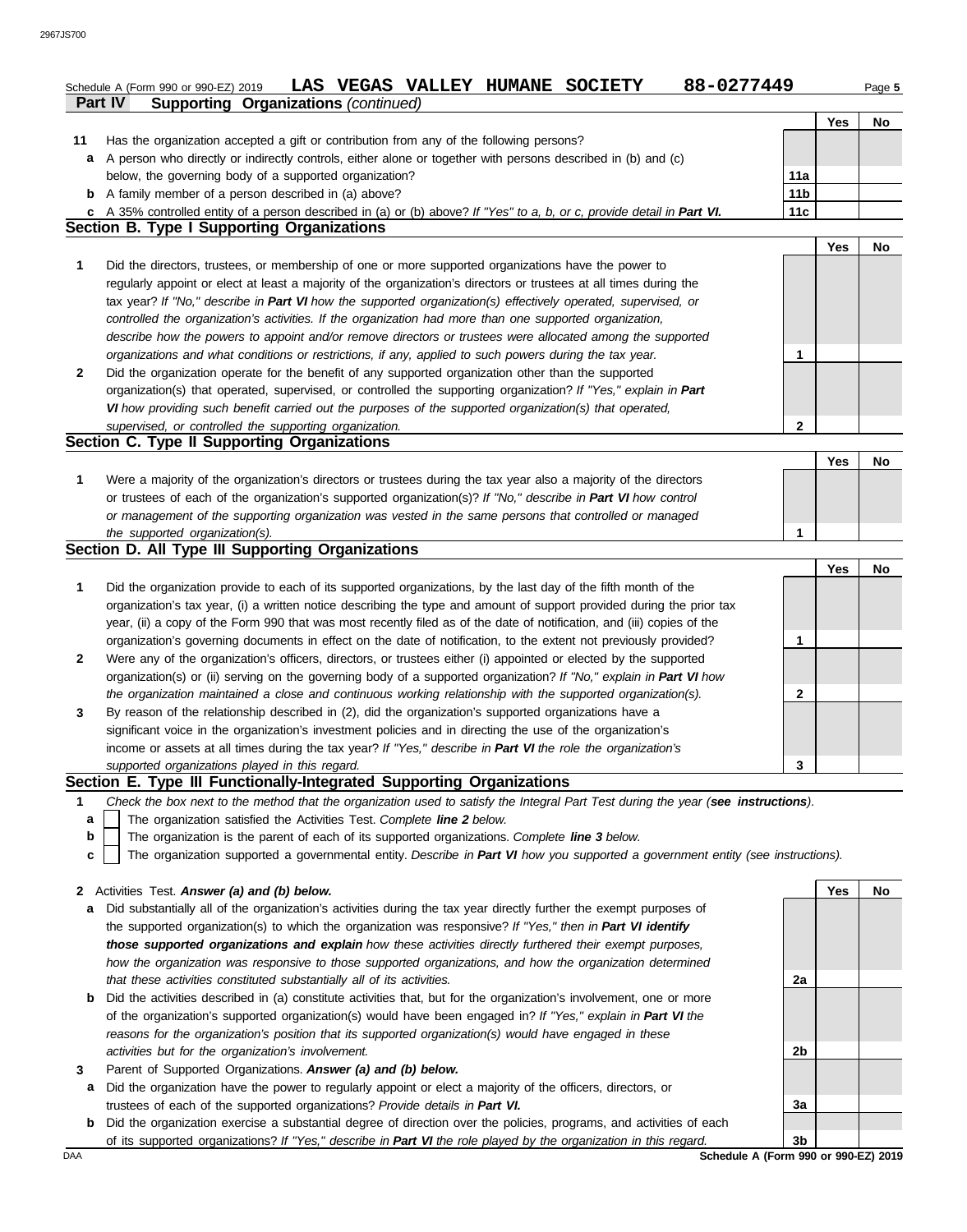Schedule A (Form 990 or 990-EZ) 2019 **LAS VEGAS VALLEY HUMANE SOCIETY** **88-0277449** Page **5**

**Part IV** **Supporting Organizations** *(continued)*

| | | | Yes | No |
|---|---|---|---|---|
| **11** | Has the organization accepted a gift or contribution from any of the following persons? | | | |
| **a** | A person who directly or indirectly controls, either alone or together with persons described in (b) and (c) below, the governing body of a supported organization? | **11a** | | |
| **b** | A family member of a person described in (a) above? | **11b** | | |
| **c** | A 35% controlled entity of a person described in (a) or (b) above? *If "Yes" to a, b, or c, provide detail in **Part VI.*** | **11c** | | |

## Section B. Type I Supporting Organizations

| | | | Yes | No |
|---|---|---|---|---|
| **1** | Did the directors, trustees, or membership of one or more supported organizations have the power to regularly appoint or elect at least a majority of the organization's directors or trustees at all times during the tax year? *If "No," describe in **Part VI** how the supported organization(s) effectively operated, supervised, or controlled the organization's activities. If the organization had more than one supported organization, describe how the powers to appoint and/or remove directors or trustees were allocated among the supported organizations and what conditions or restrictions, if any, applied to such powers during the tax year.* | **1** | | |
| **2** | Did the organization operate for the benefit of any supported organization other than the supported organization(s) that operated, supervised, or controlled the supporting organization? *If "Yes," explain in **Part VI** how providing such benefit carried out the purposes of the supported organization(s) that operated, supervised, or controlled the supporting organization.* | **2** | | |

## Section C. Type II Supporting Organizations

| | | | Yes | No |
|---|---|---|---|---|
| **1** | Were a majority of the organization's directors or trustees during the tax year also a majority of the directors or trustees of each of the organization's supported organization(s)? *If "No," describe in **Part VI** how control or management of the supporting organization was vested in the same persons that controlled or managed the supported organization(s).* | **1** | | |

## Section D. All Type III Supporting Organizations

| | | | Yes | No |
|---|---|---|---|---|
| **1** | Did the organization provide to each of its supported organizations, by the last day of the fifth month of the organization's tax year, (i) a written notice describing the type and amount of support provided during the prior tax year, (ii) a copy of the Form 990 that was most recently filed as of the date of notification, and (iii) copies of the organization's governing documents in effect on the date of notification, to the extent not previously provided? | **1** | | |
| **2** | Were any of the organization's officers, directors, or trustees either (i) appointed or elected by the supported organization(s) or (ii) serving on the governing body of a supported organization? *If "No," explain in **Part VI** how the organization maintained a close and continuous working relationship with the supported organization(s).* | **2** | | |
| **3** | By reason of the relationship described in (2), did the organization's supported organizations have a significant voice in the organization's investment policies and in directing the use of the organization's income or assets at all times during the tax year? *If "Yes," describe in **Part VI** the role the organization's supported organizations played in this regard.* | **3** | | |

## Section E. Type III Functionally-Integrated Supporting Organizations

**1** *Check the box next to the method that the organization used to satisfy the Integral Part Test during the year (**see instructions**).*

**a** ☐ The organization satisfied the Activities Test. *Complete **line 2** below.*

**b** ☐ The organization is the parent of each of its supported organizations. *Complete **line 3** below.*

**c** ☐ The organization supported a governmental entity. *Describe in **Part VI** how you supported a government entity (see instructions).*

| | | | Yes | No |
|---|---|---|---|---|
| **2** | Activities Test. ***Answer (a) and (b) below.*** | | | |
| **a** | Did substantially all of the organization's activities during the tax year directly further the exempt purposes of the supported organization(s) to which the organization was responsive? *If "Yes," then in **Part VI identify those supported organizations and explain** how these activities directly furthered their exempt purposes, how the organization was responsive to those supported organizations, and how the organization determined that these activities constituted substantially all of its activities.* | **2a** | | |
| **b** | Did the activities described in (a) constitute activities that, but for the organization's involvement, one or more of the organization's supported organization(s) would have been engaged in? *If "Yes," explain in **Part VI** the reasons for the organization's position that its supported organization(s) would have engaged in these activities but for the organization's involvement.* | **2b** | | |
| **3** | Parent of Supported Organizations. ***Answer (a) and (b) below.*** | | | |
| **a** | Did the organization have the power to regularly appoint or elect a majority of the officers, directors, or trustees of each of the supported organizations? *Provide details in **Part VI.*** | **3a** | | |
| **b** | Did the organization exercise a substantial degree of direction over the policies, programs, and activities of each of its supported organizations? *If "Yes," describe in **Part VI** the role played by the organization in this regard.* | **3b** | | |

DAA **Schedule A (Form 990 or 990-EZ) 2019**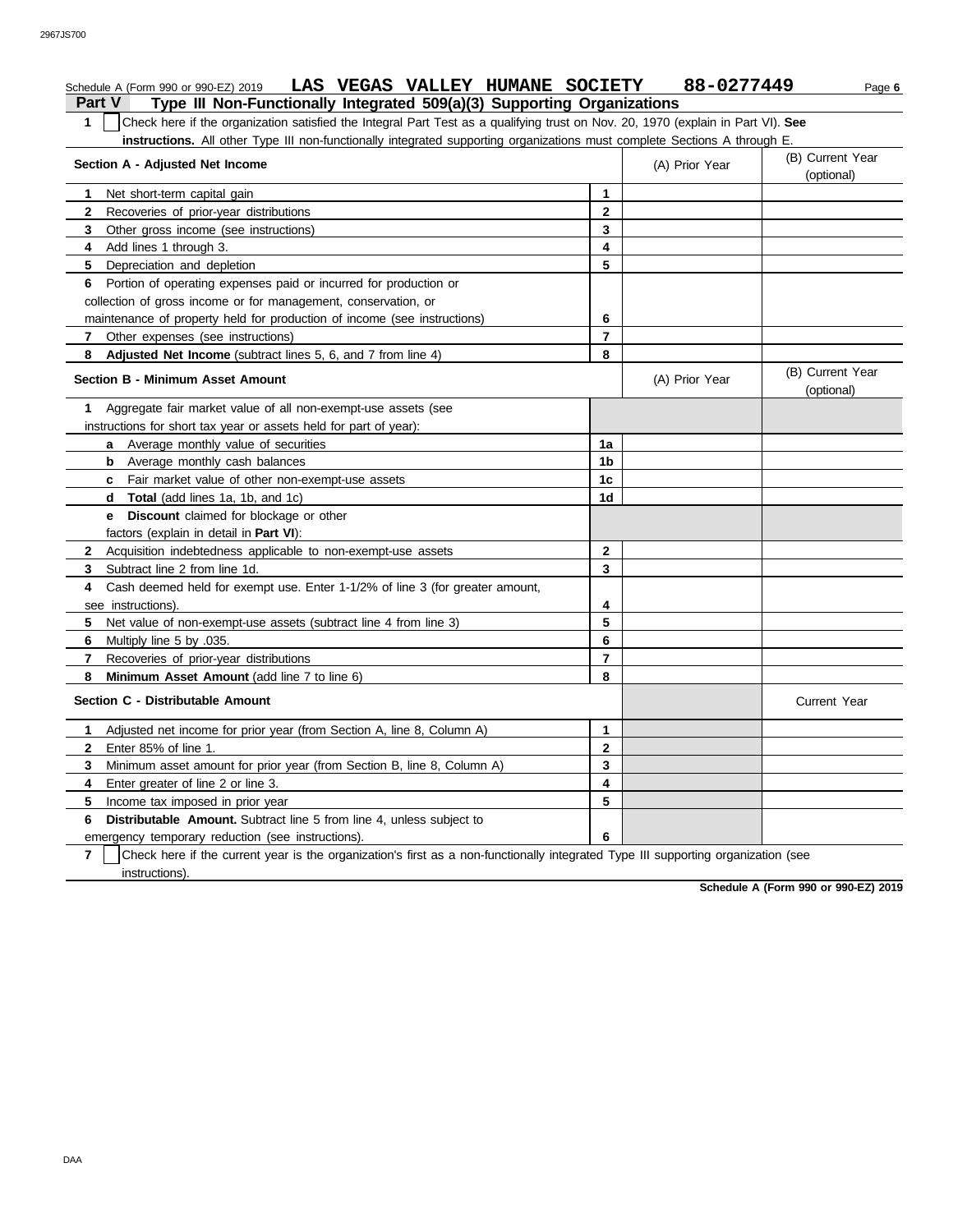Schedule A (Form 990 or 990-EZ) 2019 **LAS VEGAS VALLEY HUMANE SOCIETY 88-0277449**

## Part V Type III Non-Functionally Integrated 509(a)(3) Supporting Organizations

**1** ☐ Check here if the organization satisfied the Integral Part Test as a qualifying trust on Nov. 20, 1970 (explain in Part VI). **See instructions.** All other Type III non-functionally integrated supporting organizations must complete Sections A through E.

| Section A - Adjusted Net Income | | (A) Prior Year | (B) Current Year (optional) |
|---|---|---|---|
| **1** Net short-term capital gain | 1 | | |
| **2** Recoveries of prior-year distributions | 2 | | |
| **3** Other gross income (see instructions) | 3 | | |
| **4** Add lines 1 through 3. | 4 | | |
| **5** Depreciation and depletion | 5 | | |
| **6** Portion of operating expenses paid or incurred for production or collection of gross income or for management, conservation, or maintenance of property held for production of income (see instructions) | 6 | | |
| **7** Other expenses (see instructions) | 7 | | |
| **8** **Adjusted Net Income** (subtract lines 5, 6, and 7 from line 4) | 8 | | |

| Section B - Minimum Asset Amount | | (A) Prior Year | (B) Current Year (optional) |
|---|---|---|---|
| **1** Aggregate fair market value of all non-exempt-use assets (see instructions for short tax year or assets held for part of year): | | | |
| **a** Average monthly value of securities | 1a | | |
| **b** Average monthly cash balances | 1b | | |
| **c** Fair market value of other non-exempt-use assets | 1c | | |
| **d** **Total** (add lines 1a, 1b, and 1c) | 1d | | |
| **e** **Discount** claimed for blockage or other factors (explain in detail in **Part VI**): | | | |
| **2** Acquisition indebtedness applicable to non-exempt-use assets | 2 | | |
| **3** Subtract line 2 from line 1d. | 3 | | |
| **4** Cash deemed held for exempt use. Enter 1-1/2% of line 3 (for greater amount, see instructions). | 4 | | |
| **5** Net value of non-exempt-use assets (subtract line 4 from line 3) | 5 | | |
| **6** Multiply line 5 by .035. | 6 | | |
| **7** Recoveries of prior-year distributions | 7 | | |
| **8** **Minimum Asset Amount** (add line 7 to line 6) | 8 | | |

| Section C - Distributable Amount | | | Current Year |
|---|---|---|---|
| **1** Adjusted net income for prior year (from Section A, line 8, Column A) | 1 | | |
| **2** Enter 85% of line 1. | 2 | | |
| **3** Minimum asset amount for prior year (from Section B, line 8, Column A) | 3 | | |
| **4** Enter greater of line 2 or line 3. | 4 | | |
| **5** Income tax imposed in prior year | 5 | | |
| **6** **Distributable Amount.** Subtract line 5 from line 4, unless subject to emergency temporary reduction (see instructions). | 6 | | |

**7** ☐ Check here if the current year is the organization's first as a non-functionally integrated Type III supporting organization (see instructions).

**Schedule A (Form 990 or 990-EZ) 2019**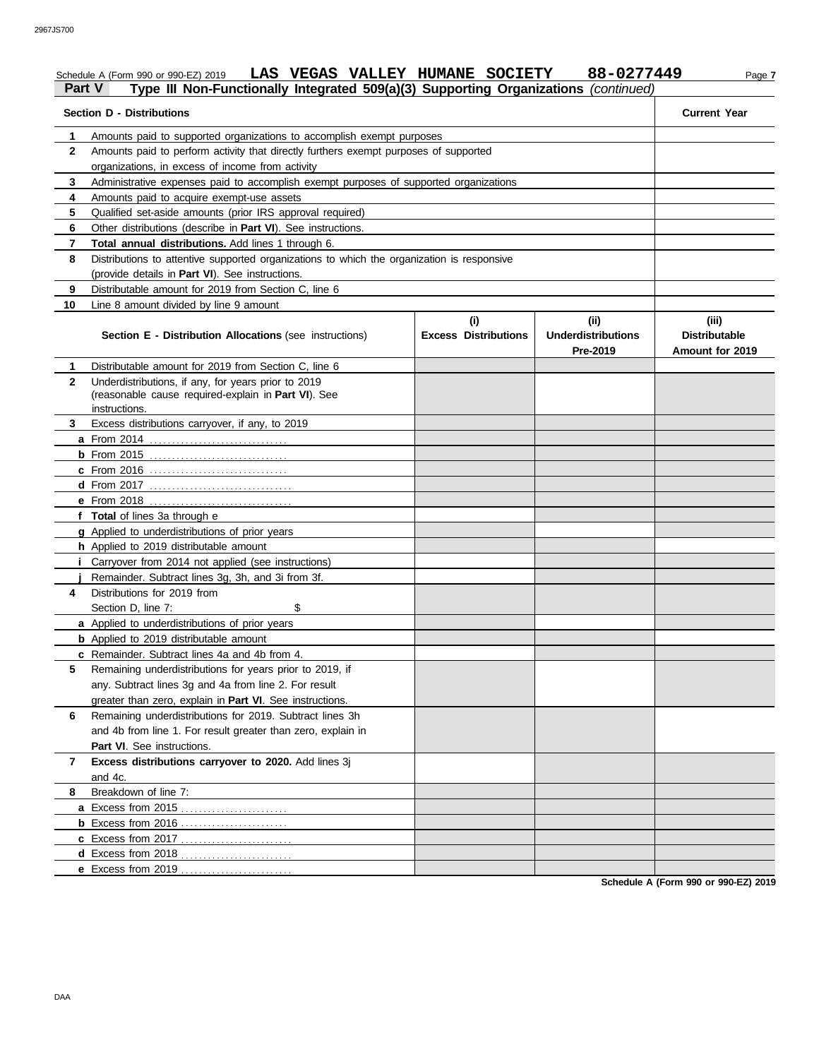Schedule A (Form 990 or 990-EZ) 2019 **LAS VEGAS VALLEY HUMANE SOCIETY 88-0277449**

## Part V Type III Non-Functionally Integrated 509(a)(3) Supporting Organizations *(continued)*

| | Section D - Distributions | Current Year |
|---|---|---|
| 1 | Amounts paid to supported organizations to accomplish exempt purposes | |
| 2 | Amounts paid to perform activity that directly furthers exempt purposes of supported organizations, in excess of income from activity | |
| 3 | Administrative expenses paid to accomplish exempt purposes of supported organizations | |
| 4 | Amounts paid to acquire exempt-use assets | |
| 5 | Qualified set-aside amounts (prior IRS approval required) | |
| 6 | Other distributions (describe in **Part VI**). See instructions. | |
| 7 | **Total annual distributions.** Add lines 1 through 6. | |
| 8 | Distributions to attentive supported organizations to which the organization is responsive (provide details in **Part VI**). See instructions. | |
| 9 | Distributable amount for 2019 from Section C, line 6 | |
| 10 | Line 8 amount divided by line 9 amount | |

| | Section E - Distribution Allocations (see instructions) | (i) Excess Distributions | (ii) Underdistributions Pre-2019 | (iii) Distributable Amount for 2019 |
|---|---|---|---|---|
| 1 | Distributable amount for 2019 from Section C, line 6 | | | |
| 2 | Underdistributions, if any, for years prior to 2019 (reasonable cause required-explain in **Part VI**). See instructions. | | | |
| 3 | Excess distributions carryover, if any, to 2019 | | | |
| a | From 2014 | | | |
| b | From 2015 | | | |
| c | From 2016 | | | |
| d | From 2017 | | | |
| e | From 2018 | | | |
| f | **Total** of lines 3a through e | | | |
| g | Applied to underdistributions of prior years | | | |
| h | Applied to 2019 distributable amount | | | |
| i | Carryover from 2014 not applied (see instructions) | | | |
| j | Remainder. Subtract lines 3g, 3h, and 3i from 3f. | | | |
| 4 | Distributions for 2019 from Section D, line 7: $ | | | |
| a | Applied to underdistributions of prior years | | | |
| b | Applied to 2019 distributable amount | | | |
| c | Remainder. Subtract lines 4a and 4b from 4. | | | |
| 5 | Remaining underdistributions for years prior to 2019, if any. Subtract lines 3g and 4a from line 2. For result greater than zero, explain in **Part VI**. See instructions. | | | |
| 6 | Remaining underdistributions for 2019. Subtract lines 3h and 4b from line 1. For result greater than zero, explain in **Part VI**. See instructions. | | | |
| 7 | **Excess distributions carryover to 2020.** Add lines 3j and 4c. | | | |
| 8 | Breakdown of line 7: | | | |
| a | Excess from 2015 | | | |
| b | Excess from 2016 | | | |
| c | Excess from 2017 | | | |
| d | Excess from 2018 | | | |
| e | Excess from 2019 | | | |

**Schedule A (Form 990 or 990-EZ) 2019**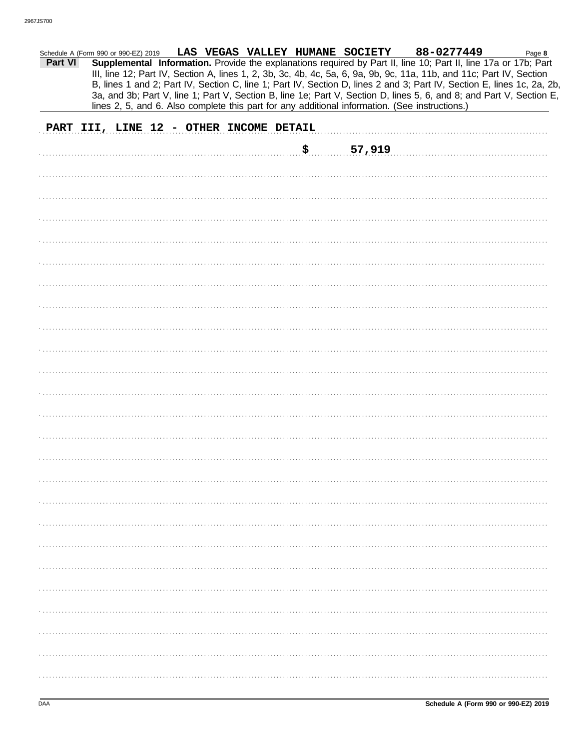Schedule A (Form 990 or 990-EZ) 2019 **LAS VEGAS VALLEY HUMANE SOCIETY** **88-0277449** Page **8**

**Part VI** **Supplemental Information.** Provide the explanations required by Part II, line 10; Part II, line 17a or 17b; Part III, line 12; Part IV, Section A, lines 1, 2, 3b, 3c, 4b, 4c, 5a, 6, 9a, 9b, 9c, 11a, 11b, and 11c; Part IV, Section B, lines 1 and 2; Part IV, Section C, line 1; Part IV, Section D, lines 2 and 3; Part IV, Section E, lines 1c, 2a, 2b, 3a, and 3b; Part V, line 1; Part V, Section B, line 1e; Part V, Section D, lines 5, 6, and 8; and Part V, Section E, lines 2, 5, and 6. Also complete this part for any additional information. (See instructions.)

**PART III, LINE 12 - OTHER INCOME DETAIL**

**$ 57,919**

DAA **Schedule A (Form 990 or 990-EZ) 2019**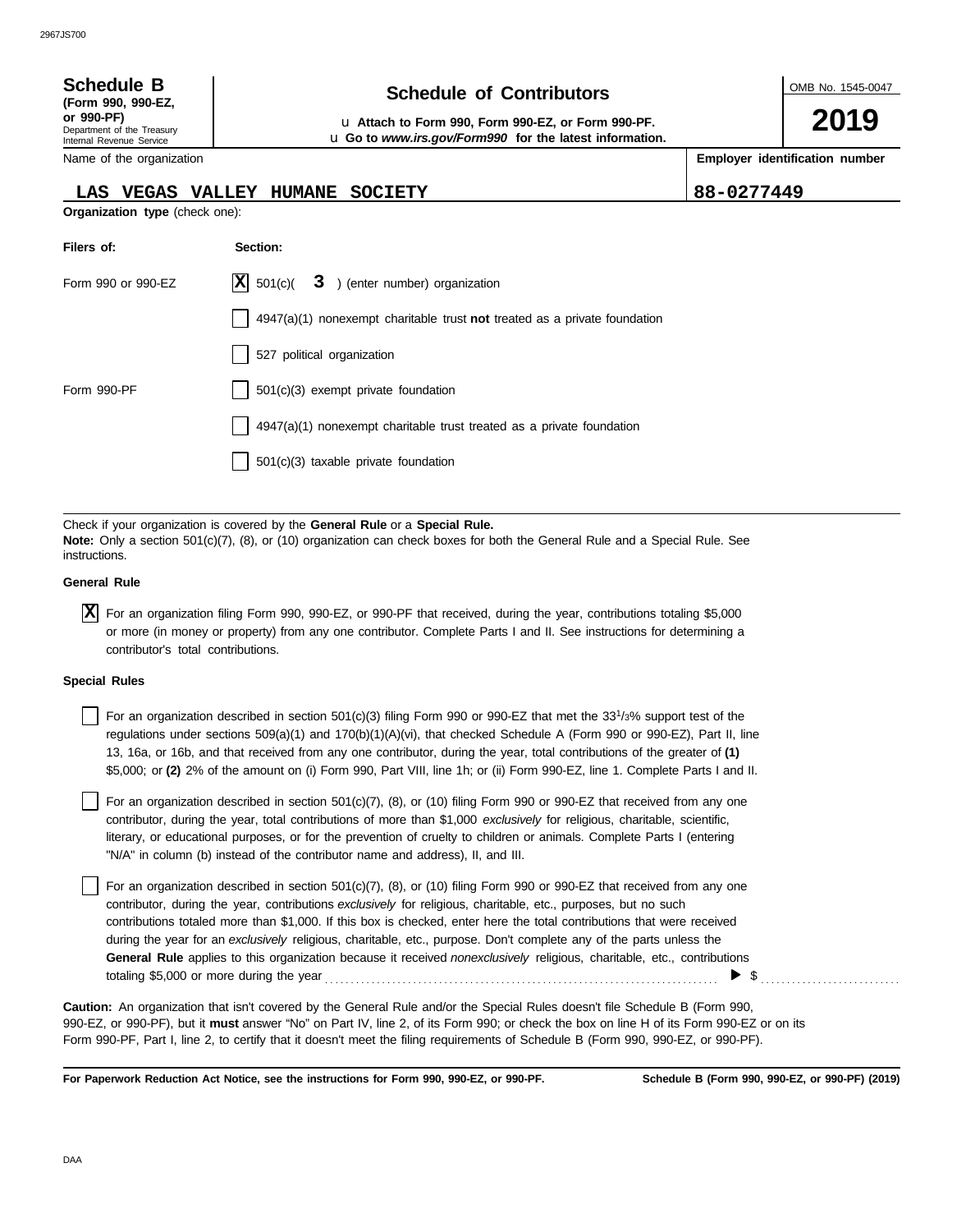2967JS700

**Schedule B** (Form 990, 990-EZ, or 990-PF)
Department of the Treasury
Internal Revenue Service

# Schedule of Contributors

u **Attach to Form 990, Form 990-EZ, or Form 990-PF.**
u **Go to *www.irs.gov/Form990* for the latest information.**

OMB No. 1545-0047

**2019**

| Name of the organization | Employer identification number |
|---|---|
| LAS VEGAS VALLEY HUMANE SOCIETY | 88-0277449 |

**Organization type** (check one):

| Filers of: | Section: |
|---|---|
| Form 990 or 990-EZ | [X] 501(c)( 3 ) (enter number) organization |
| | [ ] 4947(a)(1) nonexempt charitable trust **not** treated as a private foundation |
| | [ ] 527 political organization |
| Form 990-PF | [ ] 501(c)(3) exempt private foundation |
| | [ ] 4947(a)(1) nonexempt charitable trust treated as a private foundation |
| | [ ] 501(c)(3) taxable private foundation |

Check if your organization is covered by the **General Rule** or a **Special Rule.**
**Note:** Only a section 501(c)(7), (8), or (10) organization can check boxes for both the General Rule and a Special Rule. See instructions.

**General Rule**

[X] For an organization filing Form 990, 990-EZ, or 990-PF that received, during the year, contributions totaling $5,000 or more (in money or property) from any one contributor. Complete Parts I and II. See instructions for determining a contributor's total contributions.

**Special Rules**

[ ] For an organization described in section 501(c)(3) filing Form 990 or 990-EZ that met the $33^1/_3$% support test of the regulations under sections 509(a)(1) and 170(b)(1)(A)(vi), that checked Schedule A (Form 990 or 990-EZ), Part II, line 13, 16a, or 16b, and that received from any one contributor, during the year, total contributions of the greater of **(1)** $5,000; or **(2)** 2% of the amount on (i) Form 990, Part VIII, line 1h; or (ii) Form 990-EZ, line 1. Complete Parts I and II.

[ ] For an organization described in section 501(c)(7), (8), or (10) filing Form 990 or 990-EZ that received from any one contributor, during the year, total contributions of more than $1,000 *exclusively* for religious, charitable, scientific, literary, or educational purposes, or for the prevention of cruelty to children or animals. Complete Parts I (entering "N/A" in column (b) instead of the contributor name and address), II, and III.

[ ] For an organization described in section 501(c)(7), (8), or (10) filing Form 990 or 990-EZ that received from any one contributor, during the year, contributions *exclusively* for religious, charitable, etc., purposes, but no such contributions totaled more than $1,000. If this box is checked, enter here the total contributions that were received during the year for an *exclusively* religious, charitable, etc., purpose. Don't complete any of the parts unless the **General Rule** applies to this organization because it received *nonexclusively* religious, charitable, etc., contributions totaling $5,000 or more during the year ........ ▶ $ ..........

**Caution:** An organization that isn't covered by the General Rule and/or the Special Rules doesn't file Schedule B (Form 990, 990-EZ, or 990-PF), but it **must** answer "No" on Part IV, line 2, of its Form 990; or check the box on line H of its Form 990-EZ or on its Form 990-PF, Part I, line 2, to certify that it doesn't meet the filing requirements of Schedule B (Form 990, 990-EZ, or 990-PF).

**For Paperwork Reduction Act Notice, see the instructions for Form 990, 990-EZ, or 990-PF.** **Schedule B (Form 990, 990-EZ, or 990-PF) (2019)**

DAA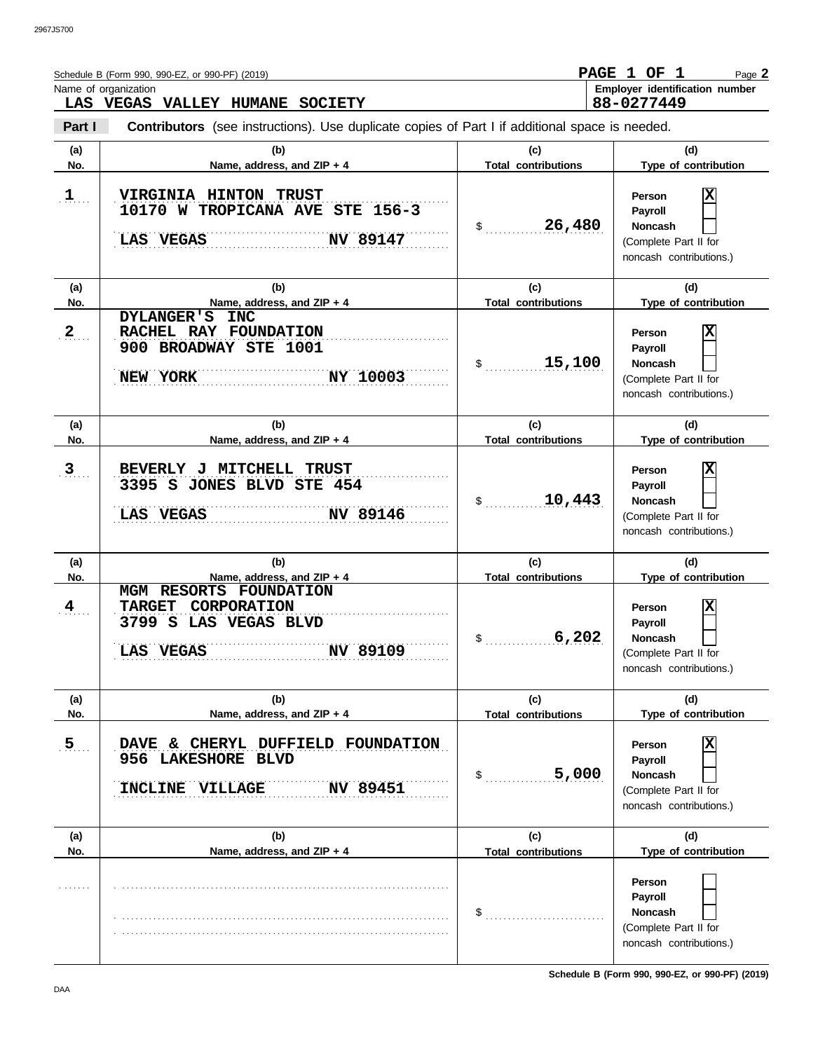Schedule B (Form 990, 990-EZ, or 990-PF) (2019)

**PAGE 1 OF 1** Page **2**

Name of organization: **LAS VEGAS VALLEY HUMANE SOCIETY**

Employer identification number: **88-0277449**

**Part I** **Contributors** (see instructions). Use duplicate copies of Part I if additional space is needed.

| (a) No. | (b) Name, address, and ZIP + 4 | (c) Total contributions | (d) Type of contribution |
|---|---|---|---|
| 1 | VIRGINIA HINTON TRUST<br>10170 W TROPICANA AVE STE 156-3<br>LAS VEGAS NV 89147 | $ 26,480 | Person [X]<br>Payroll [ ]<br>Noncash [ ]<br>(Complete Part II for noncash contributions.) |
| 2 | DYLANGER'S INC<br>RACHEL RAY FOUNDATION<br>900 BROADWAY STE 1001<br>NEW YORK NY 10003 | $ 15,100 | Person [X]<br>Payroll [ ]<br>Noncash [ ]<br>(Complete Part II for noncash contributions.) |
| 3 | BEVERLY J MITCHELL TRUST<br>3395 S JONES BLVD STE 454<br>LAS VEGAS NV 89146 | $ 10,443 | Person [X]<br>Payroll [ ]<br>Noncash [ ]<br>(Complete Part II for noncash contributions.) |
| 4 | MGM RESORTS FOUNDATION<br>TARGET CORPORATION<br>3799 S LAS VEGAS BLVD<br>LAS VEGAS NV 89109 | $ 6,202 | Person [X]<br>Payroll [ ]<br>Noncash [ ]<br>(Complete Part II for noncash contributions.) |
| 5 | DAVE & CHERYL DUFFIELD FOUNDATION<br>956 LAKESHORE BLVD<br>INCLINE VILLAGE NV 89451 | $ 5,000 | Person [X]<br>Payroll [ ]<br>Noncash [ ]<br>(Complete Part II for noncash contributions.) |
| | | $ | Person [ ]<br>Payroll [ ]<br>Noncash [ ]<br>(Complete Part II for noncash contributions.) |

Schedule B (Form 990, 990-EZ, or 990-PF) (2019)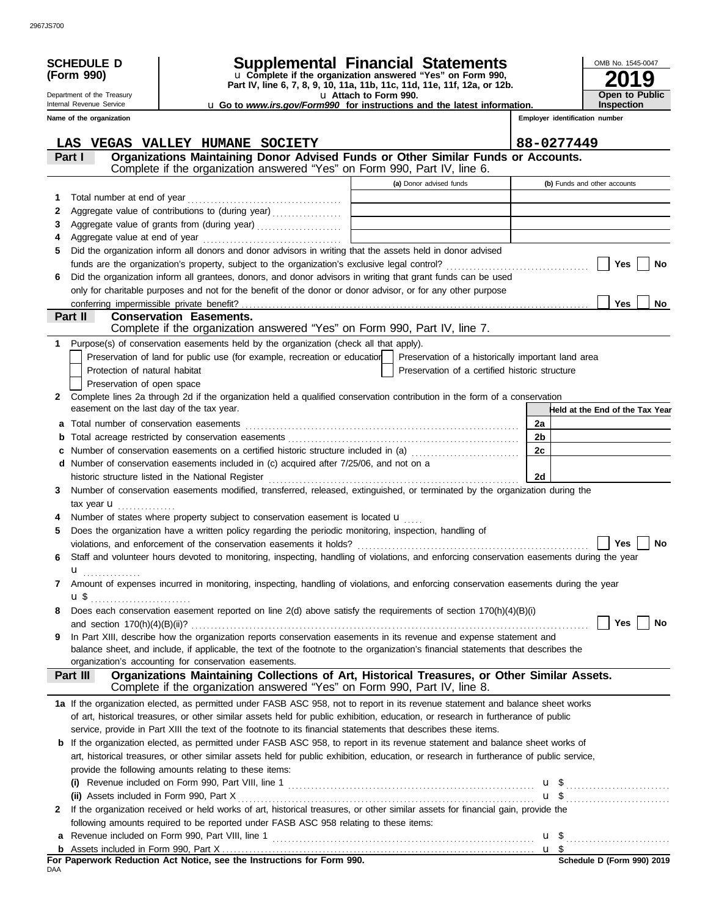2967JS700

**SCHEDULE D (Form 990)**

Department of the Treasury
Internal Revenue Service

# Supplemental Financial Statements

u Complete if the organization answered "Yes" on Form 990, Part IV, line 6, 7, 8, 9, 10, 11a, 11b, 11c, 11d, 11e, 11f, 12a, or 12b.
u Attach to Form 990.
u Go to *www.irs.gov/Form990* for instructions and the latest information.

OMB No. 1545-0047

**2019**

**Open to Public Inspection**

**Name of the organization**: LAS VEGAS VALLEY HUMANE SOCIETY

**Employer identification number**: 88-0277449

## Part I Organizations Maintaining Donor Advised Funds or Other Similar Funds or Accounts.

Complete if the organization answered "Yes" on Form 990, Part IV, line 6.

| | | (a) Donor advised funds | (b) Funds and other accounts |
|---|---|---|---|
| 1 | Total number at end of year | | |
| 2 | Aggregate value of contributions to (during year) | | |
| 3 | Aggregate value of grants from (during year) | | |
| 4 | Aggregate value at end of year | | |

5 Did the organization inform all donors and donor advisors in writing that the assets held in donor advised funds are the organization's property, subject to the organization's exclusive legal control? Yes No

6 Did the organization inform all grantees, donors, and donor advisors in writing that grant funds can be used only for charitable purposes and not for the benefit of the donor or donor advisor, or for any other purpose conferring impermissible private benefit? Yes No

## Part II Conservation Easements.

Complete if the organization answered "Yes" on Form 990, Part IV, line 7.

1 Purpose(s) of conservation easements held by the organization (check all that apply).

- Preservation of land for public use (for example, recreation or education)
- Protection of natural habitat
- Preservation of open space
- Preservation of a historically important land area
- Preservation of a certified historic structure

2 Complete lines 2a through 2d if the organization held a qualified conservation contribution in the form of a conservation easement on the last day of the tax year.

| | | | Held at the End of the Tax Year |
|---|---|---|---|
| a | Total number of conservation easements | 2a | |
| b | Total acreage restricted by conservation easements | 2b | |
| c | Number of conservation easements on a certified historic structure included in (a) | 2c | |
| d | Number of conservation easements included in (c) acquired after 7/25/06, and not on a historic structure listed in the National Register | 2d | |

3 Number of conservation easements modified, transferred, released, extinguished, or terminated by the organization during the tax year u

4 Number of states where property subject to conservation easement is located u

5 Does the organization have a written policy regarding the periodic monitoring, inspection, handling of violations, and enforcement of the conservation easements it holds? Yes No

6 Staff and volunteer hours devoted to monitoring, inspecting, handling of violations, and enforcing conservation easements during the year u

7 Amount of expenses incurred in monitoring, inspecting, handling of violations, and enforcing conservation easements during the year u $

8 Does each conservation easement reported on line 2(d) above satisfy the requirements of section 170(h)(4)(B)(i) and section 170(h)(4)(B)(ii)? Yes No

9 In Part XIII, describe how the organization reports conservation easements in its revenue and expense statement and balance sheet, and include, if applicable, the text of the footnote to the organization's financial statements that describes the organization's accounting for conservation easements.

## Part III Organizations Maintaining Collections of Art, Historical Treasures, or Other Similar Assets.

Complete if the organization answered "Yes" on Form 990, Part IV, line 8.

1a If the organization elected, as permitted under FASB ASC 958, not to report in its revenue statement and balance sheet works of art, historical treasures, or other similar assets held for public exhibition, education, or research in furtherance of public service, provide in Part XIII the text of the footnote to its financial statements that describes these items.

b If the organization elected, as permitted under FASB ASC 958, to report in its revenue statement and balance sheet works of art, historical treasures, or other similar assets held for public exhibition, education, or research in furtherance of public service, provide the following amounts relating to these items:

(i) Revenue included on Form 990, Part VIII, line 1 u $

(ii) Assets included in Form 990, Part X u $

2 If the organization received or held works of art, historical treasures, or other similar assets for financial gain, provide the following amounts required to be reported under FASB ASC 958 relating to these items:

a Revenue included on Form 990, Part VIII, line 1 u $

b Assets included in Form 990, Part X u $

**For Paperwork Reduction Act Notice, see the Instructions for Form 990.**

DAA

**Schedule D (Form 990) 2019**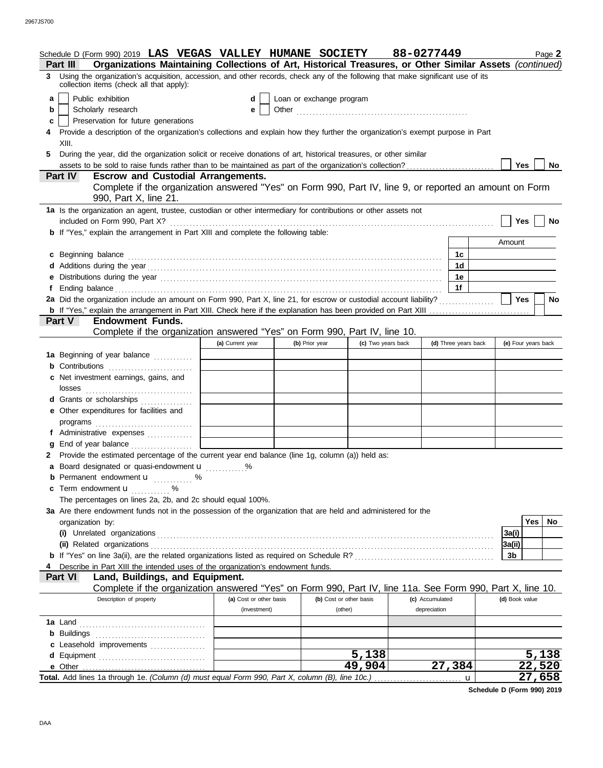Schedule D (Form 990) 2019 **LAS VEGAS VALLEY HUMANE SOCIETY** 88-0277449 Page **2**

**Part III Organizations Maintaining Collections of Art, Historical Treasures, or Other Similar Assets** *(continued)*

**3** Using the organization's acquisition, accession, and other records, check any of the following that make significant use of its collection items (check all that apply):

- **a** ☐ Public exhibition
- **b** ☐ Scholarly research
- **c** ☐ Preservation for future generations
- **d** ☐ Loan or exchange program
- **e** ☐ Other

**4** Provide a description of the organization's collections and explain how they further the organization's exempt purpose in Part XIII.

**5** During the year, did the organization solicit or receive donations of art, historical treasures, or other similar assets to be sold to raise funds rather than to be maintained as part of the organization's collection? ☐ Yes ☐ No

**Part IV Escrow and Custodial Arrangements.**

Complete if the organization answered "Yes" on Form 990, Part IV, line 9, or reported an amount on Form 990, Part X, line 21.

**1a** Is the organization an agent, trustee, custodian or other intermediary for contributions or other assets not included on Form 990, Part X? ☐ Yes ☐ No

**b** If "Yes," explain the arrangement in Part XIII and complete the following table:

| | | Amount |
|---|---|---|
| **c** Beginning balance | 1c | |
| **d** Additions during the year | 1d | |
| **e** Distributions during the year | 1e | |
| **f** Ending balance | 1f | |

**2a** Did the organization include an amount on Form 990, Part X, line 21, for escrow or custodial account liability? ☐ Yes ☐ No

**b** If "Yes," explain the arrangement in Part XIII. Check here if the explanation has been provided on Part XIII ☐

**Part V Endowment Funds.**

Complete if the organization answered "Yes" on Form 990, Part IV, line 10.

| | (a) Current year | (b) Prior year | (c) Two years back | (d) Three years back | (e) Four years back |
|---|---|---|---|---|---|
| **1a** Beginning of year balance | | | | | |
| **b** Contributions | | | | | |
| **c** Net investment earnings, gains, and losses | | | | | |
| **d** Grants or scholarships | | | | | |
| **e** Other expenditures for facilities and programs | | | | | |
| **f** Administrative expenses | | | | | |
| **g** End of year balance | | | | | |

**2** Provide the estimated percentage of the current year end balance (line 1g, column (a)) held as:

- **a** Board designated or quasi-endowment u %
- **b** Permanent endowment u %
- **c** Term endowment u %

The percentages on lines 2a, 2b, and 2c should equal 100%.

**3a** Are there endowment funds not in the possession of the organization that are held and administered for the organization by:

| | | Yes | No |
|---|---|---|---|
| **(i)** Unrelated organizations | 3a(i) | | |
| **(ii)** Related organizations | 3a(ii) | | |
| **b** If "Yes" on line 3a(ii), are the related organizations listed as required on Schedule R? | 3b | | |

**4** Describe in Part XIII the intended uses of the organization's endowment funds.

**Part VI Land, Buildings, and Equipment.**

Complete if the organization answered "Yes" on Form 990, Part IV, line 11a. See Form 990, Part X, line 10.

| Description of property | (a) Cost or other basis (investment) | (b) Cost or other basis (other) | (c) Accumulated depreciation | (d) Book value |
|---|---|---|---|---|
| **1a** Land | | | | |
| **b** Buildings | | | | |
| **c** Leasehold improvements | | | | |
| **d** Equipment | | 5,138 | | 5,138 |
| **e** Other | | 49,904 | 27,384 | 22,520 |
| **Total.** Add lines 1a through 1e. *(Column (d) must equal Form 990, Part X, column (B), line 10c.)* u | | | | 27,658 |

**Schedule D (Form 990) 2019**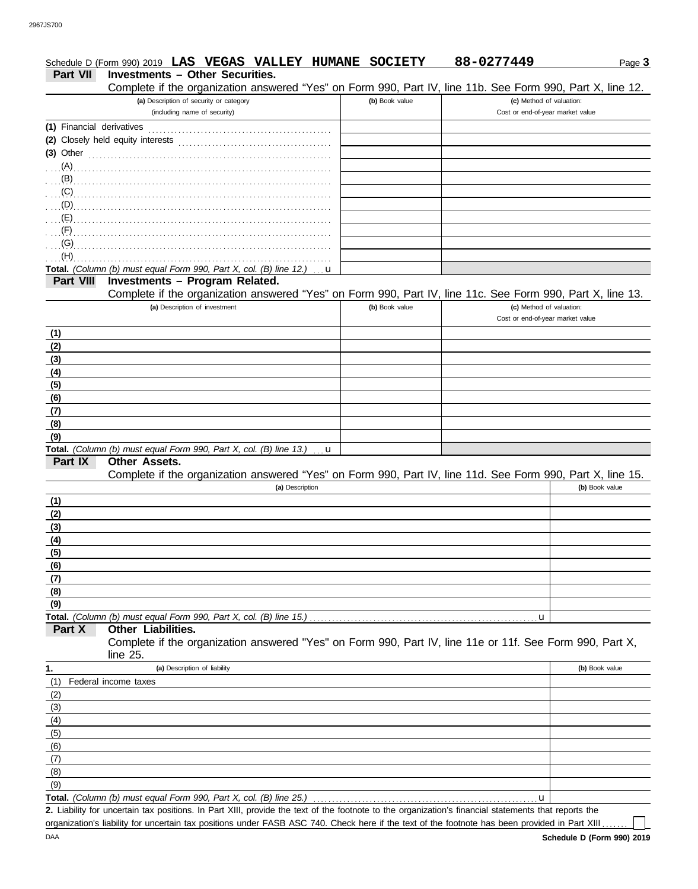Schedule D (Form 990) 2019 **LAS VEGAS VALLEY HUMANE SOCIETY** **88-0277449**

## Part VII Investments – Other Securities.

Complete if the organization answered "Yes" on Form 990, Part IV, line 11b. See Form 990, Part X, line 12.

| (a) Description of security or category (including name of security) | (b) Book value | (c) Method of valuation: Cost or end-of-year market value |
|---|---|---|
| (1) Financial derivatives | | |
| (2) Closely held equity interests | | |
| (3) Other | | |
| (A) | | |
| (B) | | |
| (C) | | |
| (D) | | |
| (E) | | |
| (F) | | |
| (G) | | |
| (H) | | |
| **Total.** *(Column (b) must equal Form 990, Part X, col. (B) line 12.)* u | | |

## Part VIII Investments – Program Related.

Complete if the organization answered "Yes" on Form 990, Part IV, line 11c. See Form 990, Part X, line 13.

| (a) Description of investment | (b) Book value | (c) Method of valuation: Cost or end-of-year market value |
|---|---|---|
| (1) | | |
| (2) | | |
| (3) | | |
| (4) | | |
| (5) | | |
| (6) | | |
| (7) | | |
| (8) | | |
| (9) | | |
| **Total.** *(Column (b) must equal Form 990, Part X, col. (B) line 13.)* u | | |

## Part IX Other Assets.

Complete if the organization answered "Yes" on Form 990, Part IV, line 11d. See Form 990, Part X, line 15.

| (a) Description | (b) Book value |
|---|---|
| (1) | |
| (2) | |
| (3) | |
| (4) | |
| (5) | |
| (6) | |
| (7) | |
| (8) | |
| (9) | |
| **Total.** *(Column (b) must equal Form 990, Part X, col. (B) line 15.)* u | |

## Part X Other Liabilities.

Complete if the organization answered "Yes" on Form 990, Part IV, line 11e or 11f. See Form 990, Part X, line 25.

| 1. (a) Description of liability | (b) Book value |
|---|---|
| (1) Federal income taxes | |
| (2) | |
| (3) | |
| (4) | |
| (5) | |
| (6) | |
| (7) | |
| (8) | |
| (9) | |
| **Total.** *(Column (b) must equal Form 990, Part X, col. (B) line 25.)* u | |

**2.** Liability for uncertain tax positions. In Part XIII, provide the text of the footnote to the organization's financial statements that reports the organization's liability for uncertain tax positions under FASB ASC 740. Check here if the text of the footnote has been provided in Part XIII ☐

Schedule D (Form 990) 2019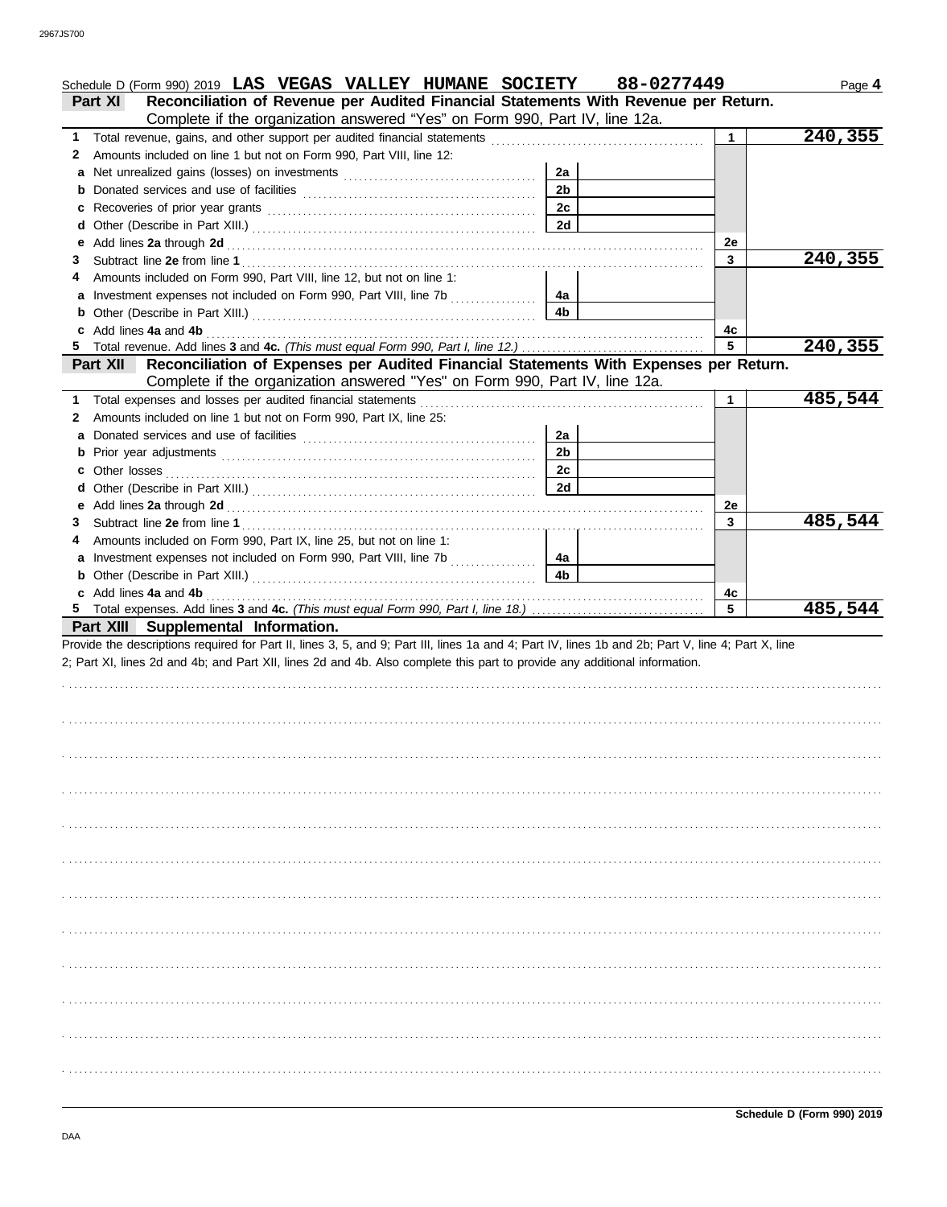Schedule D (Form 990) 2019 **LAS VEGAS VALLEY HUMANE SOCIETY 88-0277449** Page **4**

## Part XI Reconciliation of Revenue per Audited Financial Statements With Revenue per Return.

Complete if the organization answered "Yes" on Form 990, Part IV, line 12a.

| | | | | | |
|---|---|---|---|---|---|
| **1** | Total revenue, gains, and other support per audited financial statements | | | 1 | 240,355 |
| **2** | Amounts included on line 1 but not on Form 990, Part VIII, line 12: | | | | |
| **a** | Net unrealized gains (losses) on investments | 2a | | | |
| **b** | Donated services and use of facilities | 2b | | | |
| **c** | Recoveries of prior year grants | 2c | | | |
| **d** | Other (Describe in Part XIII.) | 2d | | | |
| **e** | Add lines **2a** through **2d** | | | 2e | |
| **3** | Subtract line **2e** from line **1** | | | 3 | 240,355 |
| **4** | Amounts included on Form 990, Part VIII, line 12, but not on line 1: | | | | |
| **a** | Investment expenses not included on Form 990, Part VIII, line 7b | 4a | | | |
| **b** | Other (Describe in Part XIII.) | 4b | | | |
| **c** | Add lines **4a** and **4b** | | | 4c | |
| **5** | Total revenue. Add lines **3** and **4c.** *(This must equal Form 990, Part I, line 12.)* | | | 5 | 240,355 |

## Part XII Reconciliation of Expenses per Audited Financial Statements With Expenses per Return.

Complete if the organization answered "Yes" on Form 990, Part IV, line 12a.

| | | | | | |
|---|---|---|---|---|---|
| **1** | Total expenses and losses per audited financial statements | | | 1 | 485,544 |
| **2** | Amounts included on line 1 but not on Form 990, Part IX, line 25: | | | | |
| **a** | Donated services and use of facilities | 2a | | | |
| **b** | Prior year adjustments | 2b | | | |
| **c** | Other losses | 2c | | | |
| **d** | Other (Describe in Part XIII.) | 2d | | | |
| **e** | Add lines **2a** through **2d** | | | 2e | |
| **3** | Subtract line **2e** from line **1** | | | 3 | 485,544 |
| **4** | Amounts included on Form 990, Part IX, line 25, but not on line 1: | | | | |
| **a** | Investment expenses not included on Form 990, Part VIII, line 7b | 4a | | | |
| **b** | Other (Describe in Part XIII.) | 4b | | | |
| **c** | Add lines **4a** and **4b** | | | 4c | |
| **5** | Total expenses. Add lines **3** and **4c.** *(This must equal Form 990, Part I, line 18.)* | | | 5 | 485,544 |

## Part XIII Supplemental Information.

Provide the descriptions required for Part II, lines 3, 5, and 9; Part III, lines 1a and 4; Part IV, lines 1b and 2b; Part V, line 4; Part X, line 2; Part XI, lines 2d and 4b; and Part XII, lines 2d and 4b. Also complete this part to provide any additional information.

**Schedule D (Form 990) 2019**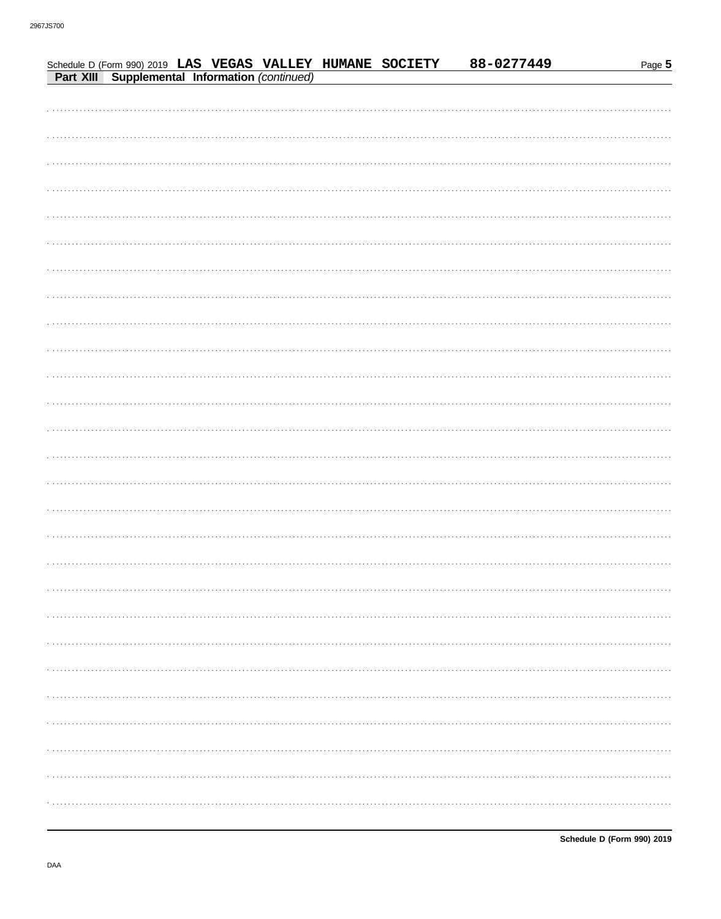Schedule D (Form 990) 2019 **LAS VEGAS VALLEY HUMANE SOCIETY** **88-0277449**

**Part XIII** **Supplemental Information** *(continued)*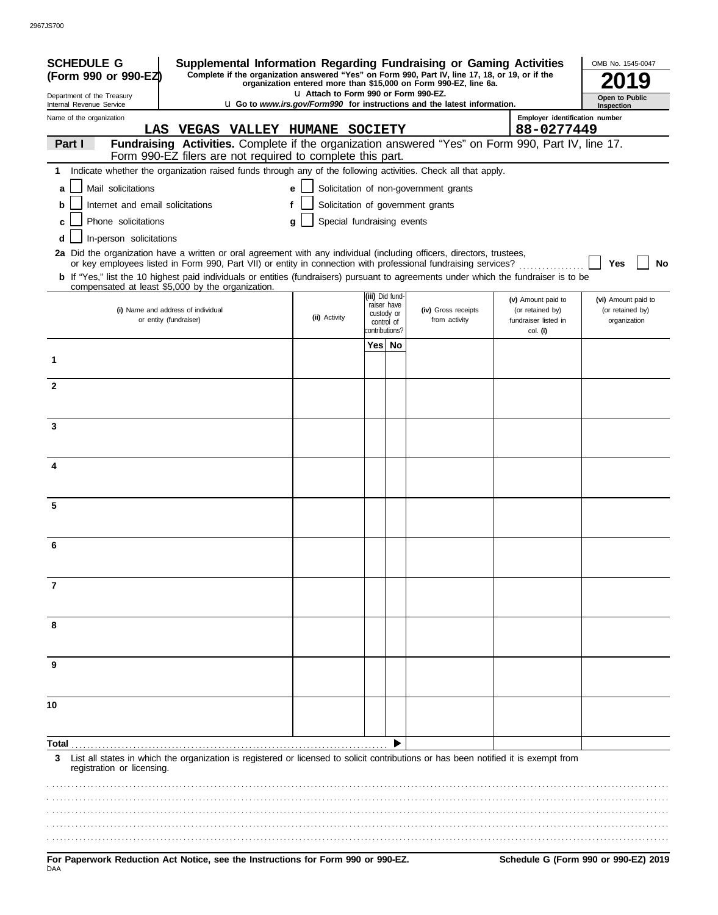2967JS700

**SCHEDULE G (Form 990 or 990-EZ)**

Department of the Treasury
Internal Revenue Service

# Supplemental Information Regarding Fundraising or Gaming Activities

**Complete if the organization answered "Yes" on Form 990, Part IV, line 17, 18, or 19, or if the organization entered more than $15,000 on Form 990-EZ, line 6a.**

u Attach to Form 990 or Form 990-EZ.

u Go to *www.irs.gov/Form990* for instructions and the latest information.

OMB No. 1545-0047

**2019**

**Open to Public Inspection**

Name of the organization: LAS VEGAS VALLEY HUMANE SOCIETY

Employer identification number: 88-0277449

**Part I** **Fundraising Activities.** Complete if the organization answered "Yes" on Form 990, Part IV, line 17. Form 990-EZ filers are not required to complete this part.

1 Indicate whether the organization raised funds through any of the following activities. Check all that apply.

- a ☐ Mail solicitations
- b ☐ Internet and email solicitations
- c ☐ Phone solicitations
- d ☐ In-person solicitations
- e ☐ Solicitation of non-government grants
- f ☐ Solicitation of government grants
- g ☐ Special fundraising events

**2a** Did the organization have a written or oral agreement with any individual (including officers, directors, trustees, or key employees listed in Form 990, Part VII) or entity in connection with professional fundraising services? ☐ Yes ☐ No

**b** If "Yes," list the 10 highest paid individuals or entities (fundraisers) pursuant to agreements under which the fundraiser is to be compensated at least $5,000 by the organization.

| | (i) Name and address of individual or entity (fundraiser) | (ii) Activity | (iii) Did fund-raiser have custody or control of contributions? Yes | No | (iv) Gross receipts from activity | (v) Amount paid to (or retained by) fundraiser listed in col. (i) | (vi) Amount paid to (or retained by) organization |
|---|---|---|---|---|---|---|---|
| 1 | | | | | | | |
| 2 | | | | | | | |
| 3 | | | | | | | |
| 4 | | | | | | | |
| 5 | | | | | | | |
| 6 | | | | | | | |
| 7 | | | | | | | |
| 8 | | | | | | | |
| 9 | | | | | | | |
| 10 | | | | | | | |
| **Total** | | | | ▶ | | | |

**3** List all states in which the organization is registered or licensed to solicit contributions or has been notified it is exempt from registration or licensing.

**For Paperwork Reduction Act Notice, see the Instructions for Form 990 or 990-EZ.**

**Schedule G (Form 990 or 990-EZ) 2019**

DAA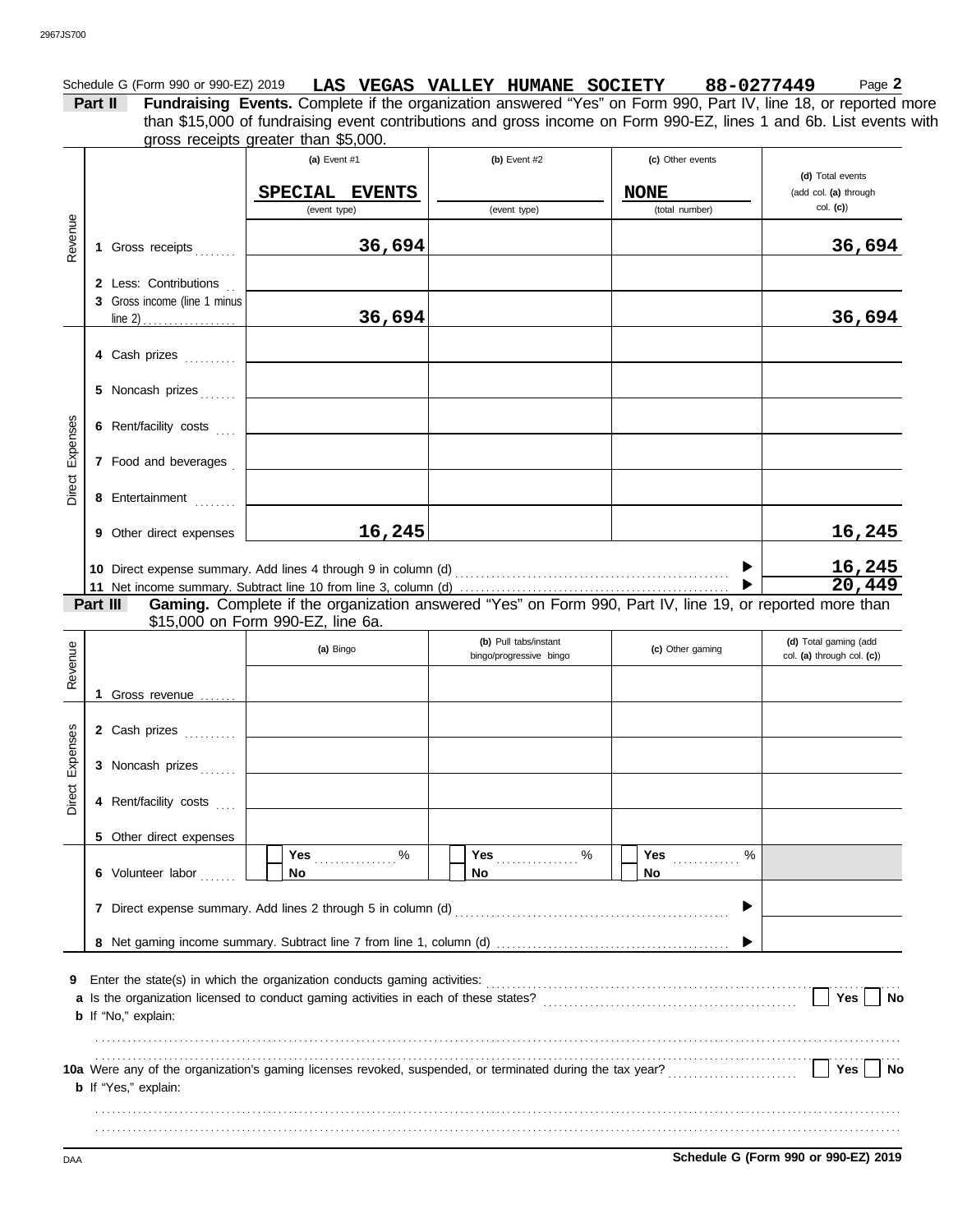Schedule G (Form 990 or 990-EZ) 2019 **LAS VEGAS VALLEY HUMANE SOCIETY 88-0277449** Page **2**

**Part II** **Fundraising Events.** Complete if the organization answered "Yes" on Form 990, Part IV, line 18, or reported more than $15,000 of fundraising event contributions and gross income on Form 990-EZ, lines 1 and 6b. List events with gross receipts greater than $5,000.

| | | (a) Event #1 | (b) Event #2 | (c) Other events | (d) Total events (add col. (a) through col. (c)) |
|---|---|---|---|---|---|
| | | SPECIAL EVENTS (event type) | (event type) | NONE (total number) | |
| Revenue | 1 Gross receipts | 36,694 | | | 36,694 |
| | 2 Less: Contributions | | | | |
| | 3 Gross income (line 1 minus line 2) | 36,694 | | | 36,694 |
| Direct Expenses | 4 Cash prizes | | | | |
| | 5 Noncash prizes | | | | |
| | 6 Rent/facility costs | | | | |
| | 7 Food and beverages | | | | |
| | 8 Entertainment | | | | |
| | 9 Other direct expenses | 16,245 | | | 16,245 |
| | 10 Direct expense summary. Add lines 4 through 9 in column (d) | | | | 16,245 |
| | 11 Net income summary. Subtract line 10 from line 3, column (d) | | | | 20,449 |

**Part III** **Gaming.** Complete if the organization answered "Yes" on Form 990, Part IV, line 19, or reported more than $15,000 on Form 990-EZ, line 6a.

| | | (a) Bingo | (b) Pull tabs/instant bingo/progressive bingo | (c) Other gaming | (d) Total gaming (add col. (a) through col. (c)) |
|---|---|---|---|---|---|
| Revenue | 1 Gross revenue | | | | |
| Direct Expenses | 2 Cash prizes | | | | |
| | 3 Noncash prizes | | | | |
| | 4 Rent/facility costs | | | | |
| | 5 Other direct expenses | | | | |
| | 6 Volunteer labor | Yes ____ % No | Yes ____ % No | Yes ____ % No | |
| | 7 Direct expense summary. Add lines 2 through 5 in column (d) | | | | |
| | 8 Net gaming income summary. Subtract line 7 from line 1, column (d) | | | | |

**9** Enter the state(s) in which the organization conducts gaming activities: ..........

**a** Is the organization licensed to conduct gaming activities in each of these states? .......... Yes No

**b** If "No," explain:

..........

**10a** Were any of the organization's gaming licenses revoked, suspended, or terminated during the tax year? .......... Yes No

**b** If "Yes," explain:

..........

**Schedule G (Form 990 or 990-EZ) 2019**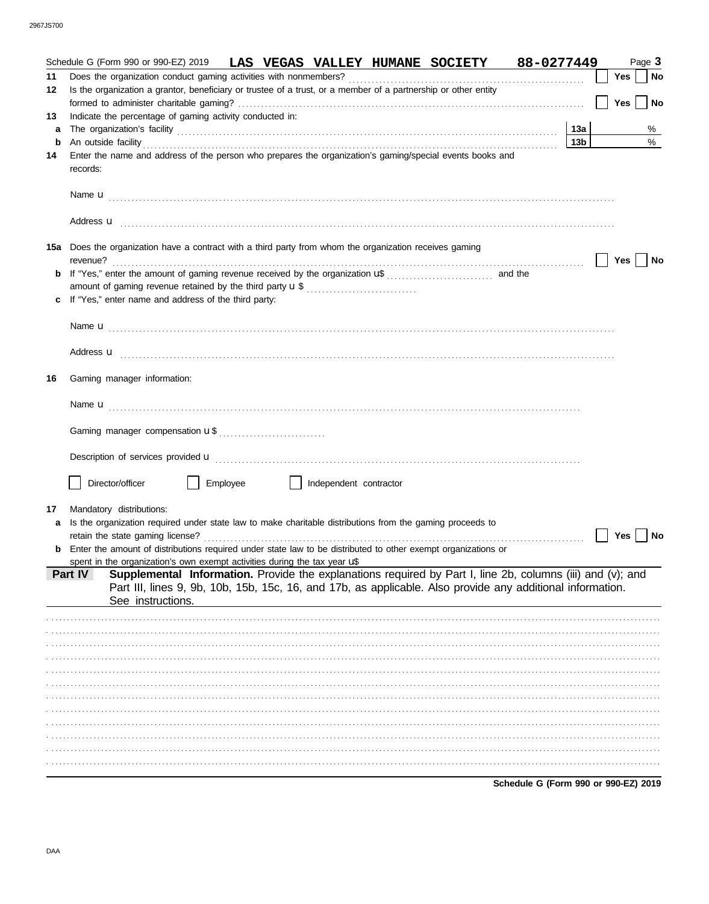Schedule G (Form 990 or 990-EZ) 2019 **LAS VEGAS VALLEY HUMANE SOCIETY 88-0277449** Page **3**

**11** Does the organization conduct gaming activities with nonmembers? ☐ **Yes** ☐ **No**

**12** Is the organization a grantor, beneficiary or trustee of a trust, or a member of a partnership or other entity formed to administer charitable gaming? ☐ **Yes** ☐ **No**

**13** Indicate the percentage of gaming activity conducted in:

**a** The organization's facility **13a** %

**b** An outside facility **13b** %

**14** Enter the name and address of the person who prepares the organization's gaming/special events books and records:

Name u

Address u

**15a** Does the organization have a contract with a third party from whom the organization receives gaming revenue? ☐ **Yes** ☐ **No**

**b** If "Yes," enter the amount of gaming revenue received by the organization u$ and the amount of gaming revenue retained by the third party u $

**c** If "Yes," enter name and address of the third party:

Name u

Address u

**16** Gaming manager information:

Name u

Gaming manager compensation u $

Description of services provided u

☐ Director/officer ☐ Employee ☐ Independent contractor

**17** Mandatory distributions:

**a** Is the organization required under state law to make charitable distributions from the gaming proceeds to retain the state gaming license? ☐ **Yes** ☐ **No**

**b** Enter the amount of distributions required under state law to be distributed to other exempt organizations or spent in the organization's own exempt activities during the tax year u$

**Part IV** **Supplemental Information.** Provide the explanations required by Part I, line 2b, columns (iii) and (v); and Part III, lines 9, 9b, 10b, 15b, 15c, 16, and 17b, as applicable. Also provide any additional information. See instructions.

**Schedule G (Form 990 or 990-EZ) 2019**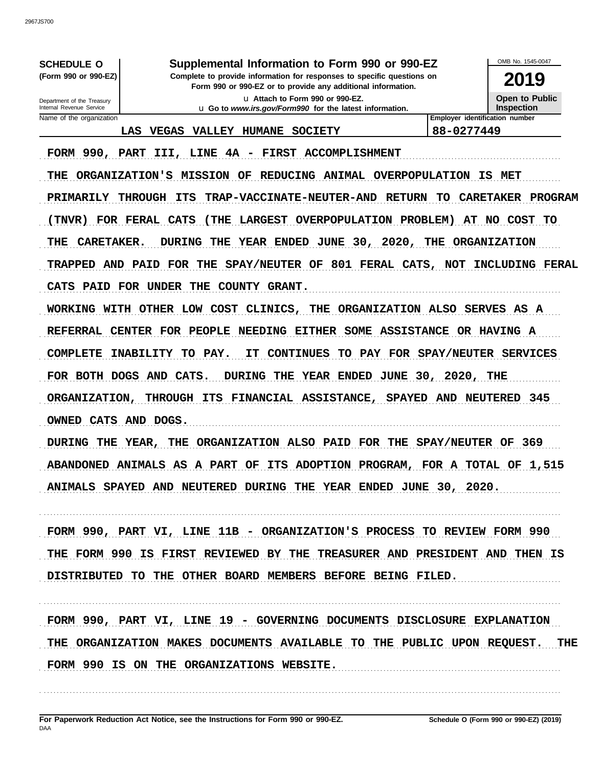2967JS700

**SCHEDULE O**
**(Form 990 or 990-EZ)**

Department of the Treasury
Internal Revenue Service

# Supplemental Information to Form 990 or 990-EZ

**Complete to provide information for responses to specific questions on Form 990 or 990-EZ or to provide any additional information.**

u Attach to Form 990 or 990-EZ.
u Go to *www.irs.gov/Form990* for the latest information.

OMB No. 1545-0047

**2019**

**Open to Public Inspection**

| Name of the organization | Employer identification number |
|---|---|
| LAS VEGAS VALLEY HUMANE SOCIETY | 88-0277449 |

**FORM 990, PART III, LINE 4A - FIRST ACCOMPLISHMENT**

THE ORGANIZATION'S MISSION OF REDUCING ANIMAL OVERPOPULATION IS MET PRIMARILY THROUGH ITS TRAP-VACCINATE-NEUTER-AND RETURN TO CARETAKER PROGRAM (TNVR) FOR FERAL CATS (THE LARGEST OVERPOPULATION PROBLEM) AT NO COST TO THE CARETAKER. DURING THE YEAR ENDED JUNE 30, 2020, THE ORGANIZATION TRAPPED AND PAID FOR THE SPAY/NEUTER OF 801 FERAL CATS, NOT INCLUDING FERAL CATS PAID FOR UNDER THE COUNTY GRANT.

WORKING WITH OTHER LOW COST CLINICS, THE ORGANIZATION ALSO SERVES AS A REFERRAL CENTER FOR PEOPLE NEEDING EITHER SOME ASSISTANCE OR HAVING A COMPLETE INABILITY TO PAY. IT CONTINUES TO PAY FOR SPAY/NEUTER SERVICES FOR BOTH DOGS AND CATS. DURING THE YEAR ENDED JUNE 30, 2020, THE ORGANIZATION, THROUGH ITS FINANCIAL ASSISTANCE, SPAYED AND NEUTERED 345 OWNED CATS AND DOGS.

DURING THE YEAR, THE ORGANIZATION ALSO PAID FOR THE SPAY/NEUTER OF 369 ABANDONED ANIMALS AS A PART OF ITS ADOPTION PROGRAM, FOR A TOTAL OF 1,515 ANIMALS SPAYED AND NEUTERED DURING THE YEAR ENDED JUNE 30, 2020.

**FORM 990, PART VI, LINE 11B - ORGANIZATION'S PROCESS TO REVIEW FORM 990**

THE FORM 990 IS FIRST REVIEWED BY THE TREASURER AND PRESIDENT AND THEN IS DISTRIBUTED TO THE OTHER BOARD MEMBERS BEFORE BEING FILED.

**FORM 990, PART VI, LINE 19 - GOVERNING DOCUMENTS DISCLOSURE EXPLANATION**

THE ORGANIZATION MAKES DOCUMENTS AVAILABLE TO THE PUBLIC UPON REQUEST. THE FORM 990 IS ON THE ORGANIZATIONS WEBSITE.

**For Paperwork Reduction Act Notice, see the Instructions for Form 990 or 990-EZ.**
DAA

**Schedule O (Form 990 or 990-EZ) (2019)**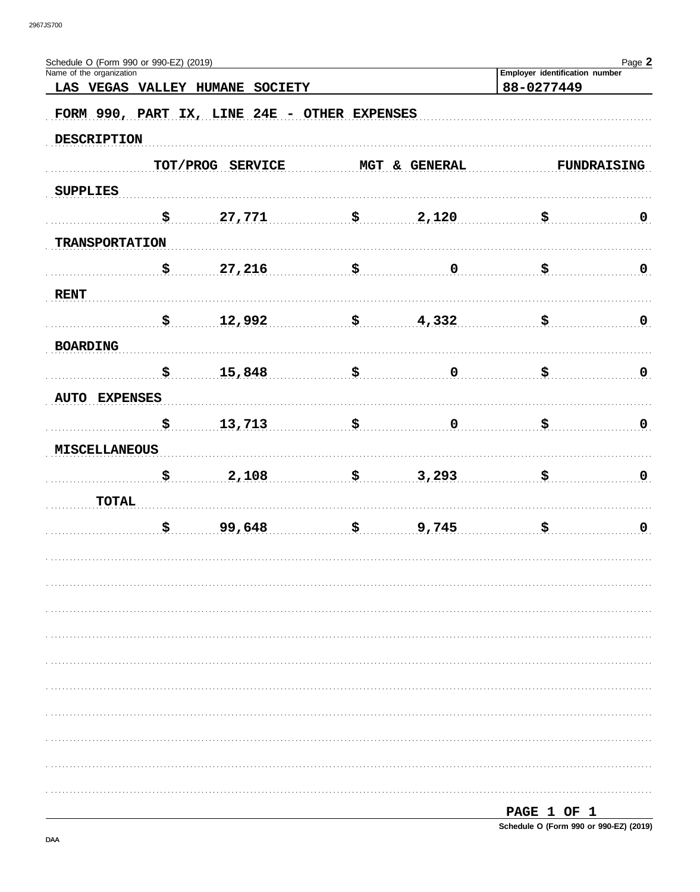Schedule O (Form 990 or 990-EZ) (2019)

Name of the organization: LAS VEGAS VALLEY HUMANE SOCIETY

Employer identification number: 88-0277449

## FORM 990, PART IX, LINE 24E - OTHER EXPENSES

| DESCRIPTION | TOT/PROG SERVICE | MGT & GENERAL | FUNDRAISING |
|---|---|---|---|
| SUPPLIES | $ 27,771 | $ 2,120 | $ 0 |
| TRANSPORTATION | $ 27,216 | $ 0 | $ 0 |
| RENT | $ 12,992 | $ 4,332 | $ 0 |
| BOARDING | $ 15,848 | $ 0 | $ 0 |
| AUTO EXPENSES | $ 13,713 | $ 0 | $ 0 |
| MISCELLANEOUS | $ 2,108 | $ 3,293 | $ 0 |
| TOTAL | $ 99,648 | $ 9,745 | $ 0 |